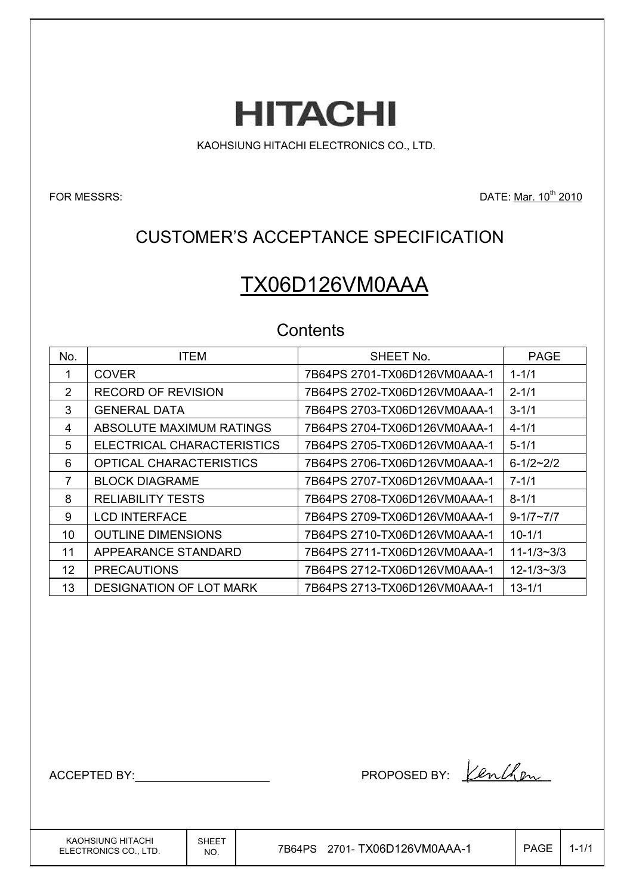# HITACHI

KAOHSIUNG HITACHI ELECTRONICS CO., LTD.

FOR MESSRS:

DATE: Mar. 10th 2010

## CUSTOMER'S ACCEPTANCE SPECIFICATION

# TX06D126VM0AAA

### Contents

| No. | ITEM | SHEET No. | PAGE |
|---|---|---|---|
| 1 | COVER | 7B64PS 2701-TX06D126VM0AAA-1 | 1-1/1 |
| 2 | RECORD OF REVISION | 7B64PS 2702-TX06D126VM0AAA-1 | 2-1/1 |
| 3 | GENERAL DATA | 7B64PS 2703-TX06D126VM0AAA-1 | 3-1/1 |
| 4 | ABSOLUTE MAXIMUM RATINGS | 7B64PS 2704-TX06D126VM0AAA-1 | 4-1/1 |
| 5 | ELECTRICAL CHARACTERISTICS | 7B64PS 2705-TX06D126VM0AAA-1 | 5-1/1 |
| 6 | OPTICAL CHARACTERISTICS | 7B64PS 2706-TX06D126VM0AAA-1 | 6-1/2~2/2 |
| 7 | BLOCK DIAGRAME | 7B64PS 2707-TX06D126VM0AAA-1 | 7-1/1 |
| 8 | RELIABILITY TESTS | 7B64PS 2708-TX06D126VM0AAA-1 | 8-1/1 |
| 9 | LCD INTERFACE | 7B64PS 2709-TX06D126VM0AAA-1 | 9-1/7~7/7 |
| 10 | OUTLINE DIMENSIONS | 7B64PS 2710-TX06D126VM0AAA-1 | 10-1/1 |
| 11 | APPEARANCE STANDARD | 7B64PS 2711-TX06D126VM0AAA-1 | 11-1/3~3/3 |
| 12 | PRECAUTIONS | 7B64PS 2712-TX06D126VM0AAA-1 | 12-1/3~3/3 |
| 13 | DESIGNATION OF LOT MARK | 7B64PS 2713-TX06D126VM0AAA-1 | 13-1/1 |

ACCEPTED BY: \_\_\_\_\_\_\_\_\_\_\_\_\_\_\_\_\_\_\_\_

PROPOSED BY: Kenchen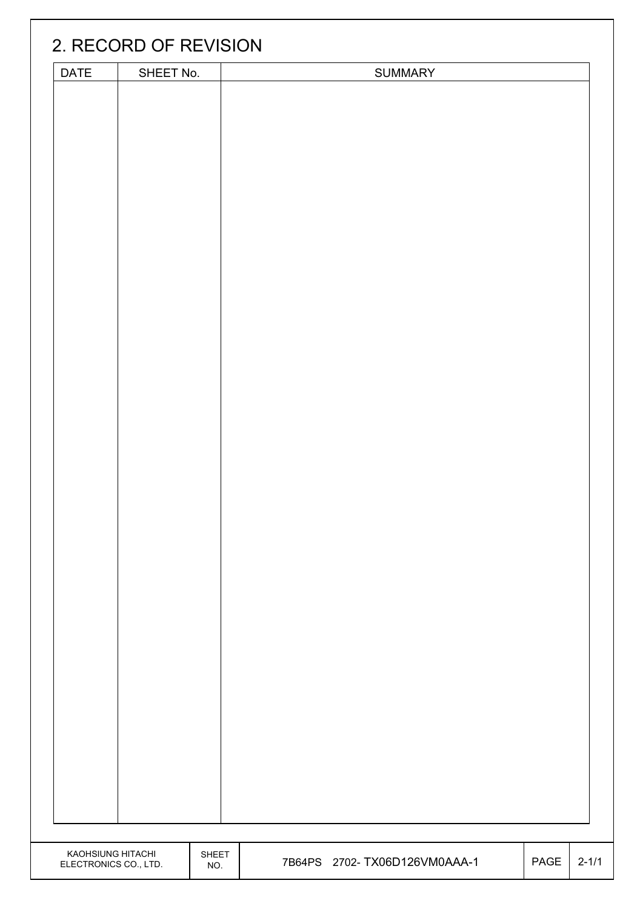## 2. RECORD OF REVISION

| DATE | SHEET No. | SUMMARY |
| --- | --- | --- |
| | | |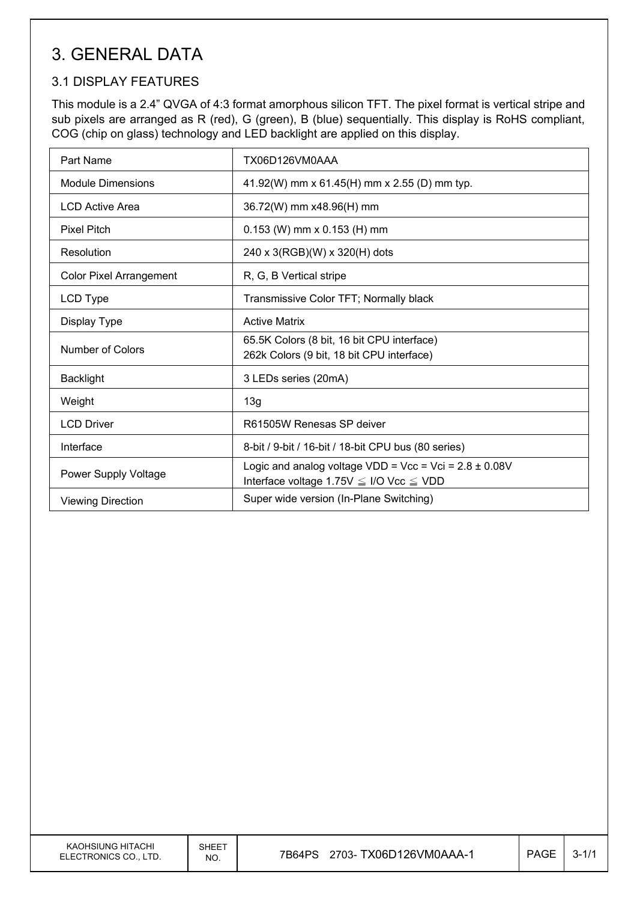# 3. GENERAL DATA

## 3.1 DISPLAY FEATURES

This module is a 2.4" QVGA of 4:3 format amorphous silicon TFT. The pixel format is vertical stripe and sub pixels are arranged as R (red), G (green), B (blue) sequentially. This display is RoHS compliant, COG (chip on glass) technology and LED backlight are applied on this display.

| Part Name | TX06D126VM0AAA |
|---|---|
| Module Dimensions | 41.92(W) mm x 61.45(H) mm x 2.55 (D) mm typ. |
| LCD Active Area | 36.72(W) mm x48.96(H) mm |
| Pixel Pitch | 0.153 (W) mm x 0.153 (H) mm |
| Resolution | 240 x 3(RGB)(W) x 320(H) dots |
| Color Pixel Arrangement | R, G, B Vertical stripe |
| LCD Type | Transmissive Color TFT; Normally black |
| Display Type | Active Matrix |
| Number of Colors | 65.5K Colors (8 bit, 16 bit CPU interface)<br>262k Colors (9 bit, 18 bit CPU interface) |
| Backlight | 3 LEDs series (20mA) |
| Weight | 13g |
| LCD Driver | R61505W Renesas SP deiver |
| Interface | 8-bit / 9-bit / 16-bit / 18-bit CPU bus (80 series) |
| Power Supply Voltage | Logic and analog voltage VDD = Vcc = Vci = 2.8 ± 0.08V<br>Interface voltage 1.75V ≦ I/O Vcc ≦ VDD |
| Viewing Direction | Super wide version (In-Plane Switching) |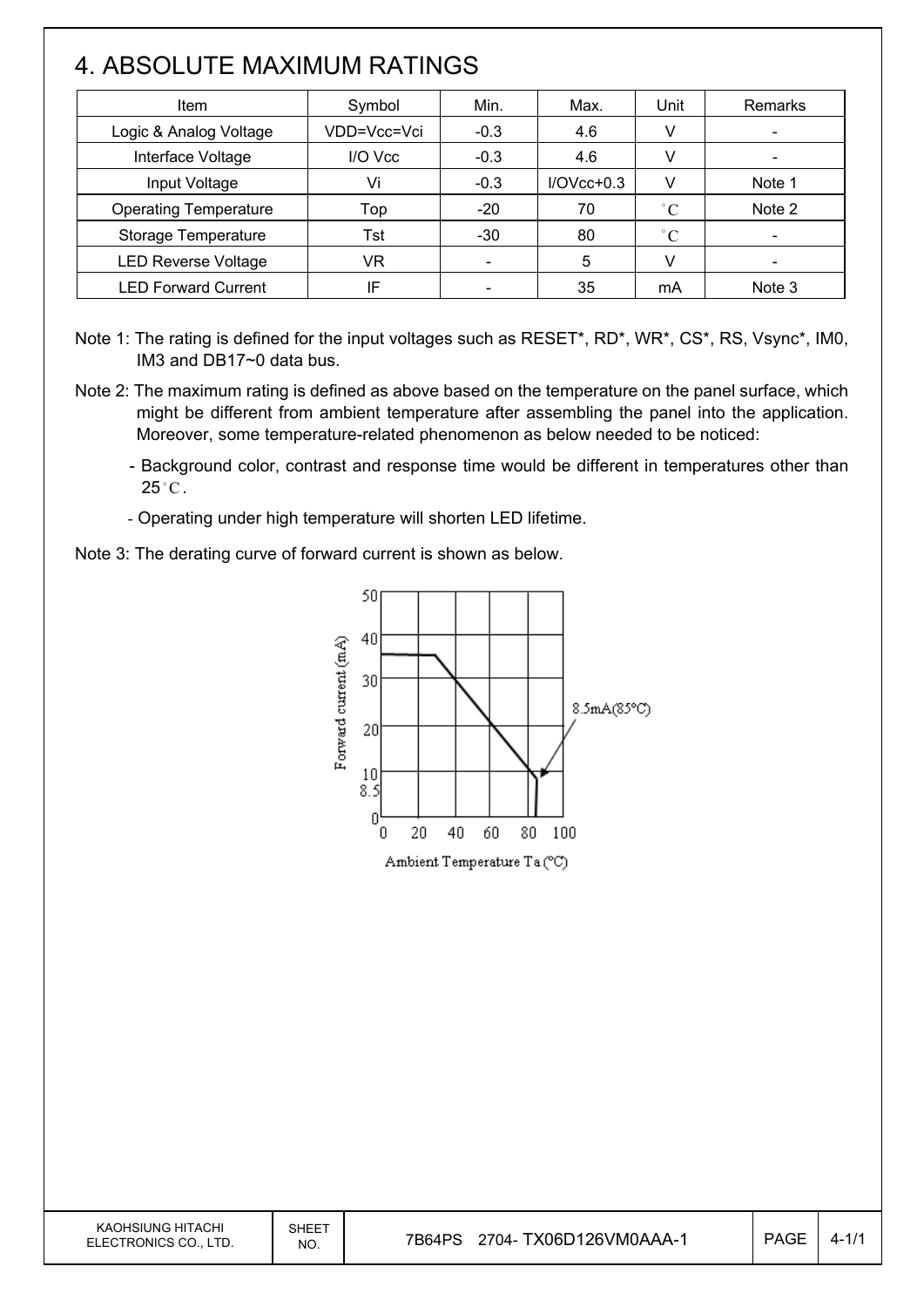# 4. ABSOLUTE MAXIMUM RATINGS

| Item | Symbol | Min. | Max. | Unit | Remarks |
|---|---|---|---|---|---|
| Logic & Analog Voltage | VDD=Vcc=Vci | -0.3 | 4.6 | V | - |
| Interface Voltage | I/O Vcc | -0.3 | 4.6 | V | - |
| Input Voltage | Vi | -0.3 | I/OVcc+0.3 | V | Note 1 |
| Operating Temperature | Top | -20 | 70 | °C | Note 2 |
| Storage Temperature | Tst | -30 | 80 | °C | - |
| LED Reverse Voltage | VR | - | 5 | V | - |
| LED Forward Current | IF | - | 35 | mA | Note 3 |

Note 1: The rating is defined for the input voltages such as RESET*, RD*, WR*, CS*, RS, Vsync*, IM0, IM3 and DB17~0 data bus.

Note 2: The maximum rating is defined as above based on the temperature on the panel surface, which might be different from ambient temperature after assembling the panel into the application. Moreover, some temperature-related phenomenon as below needed to be noticed:

- Background color, contrast and response time would be different in temperatures other than 25°C.
- Operating under high temperature will shorten LED lifetime.

Note 3: The derating curve of forward current is shown as below.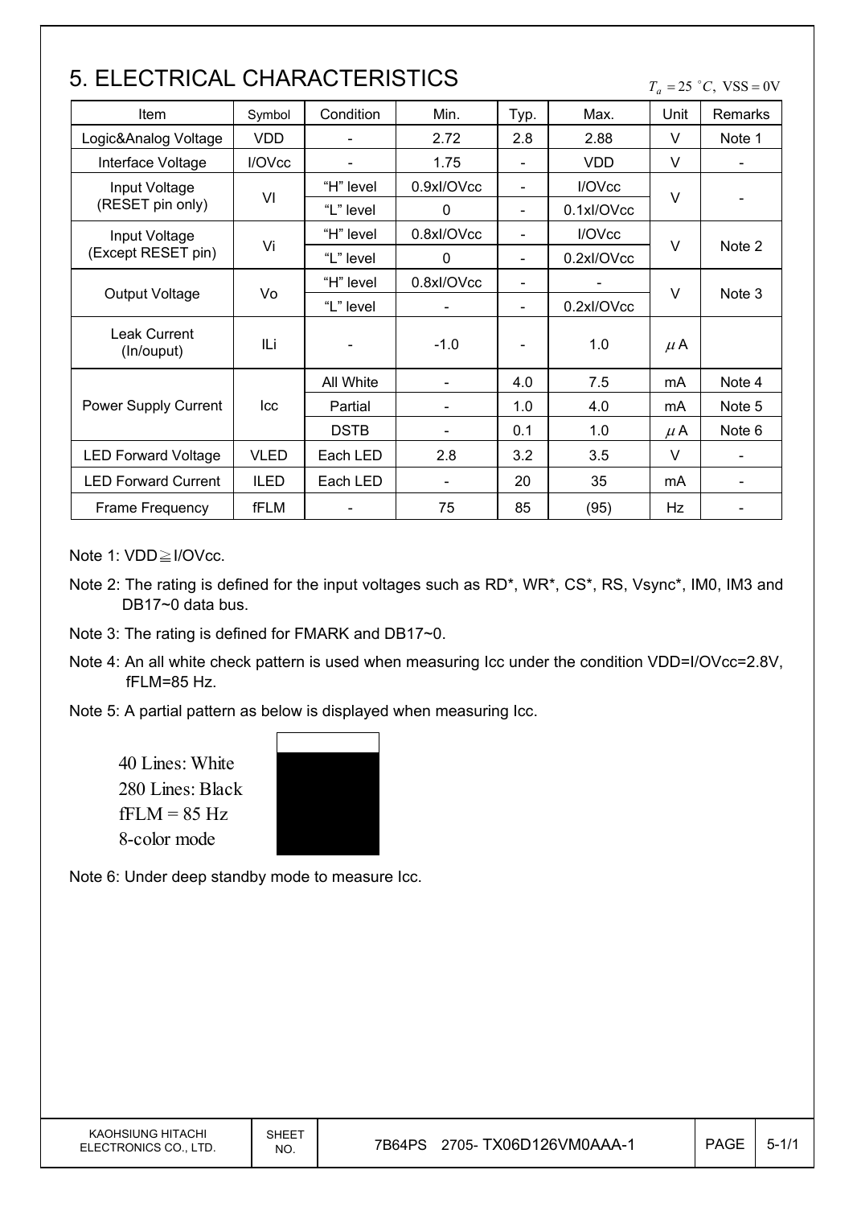# 5. ELECTRICAL CHARACTERISTICS

$T_a = 25\ ^\circ C,\ VSS = 0V$

| Item | Symbol | Condition | Min. | Typ. | Max. | Unit | Remarks |
|---|---|---|---|---|---|---|---|
| Logic&Analog Voltage | VDD | - | 2.72 | 2.8 | 2.88 | V | Note 1 |
| Interface Voltage | I/OVcc | - | 1.75 | - | VDD | V | - |
| Input Voltage (RESET pin only) | VI | "H" level | 0.9xI/OVcc | - | I/OVcc | V | - |
| | | "L" level | 0 | - | 0.1xI/OVcc | | |
| Input Voltage (Except RESET pin) | Vi | "H" level | 0.8xI/OVcc | - | I/OVcc | V | Note 2 |
| | | "L" level | 0 | - | 0.2xI/OVcc | | |
| Output Voltage | Vo | "H" level | 0.8xI/OVcc | - | - | V | Note 3 |
| | | "L" level | - | - | 0.2xI/OVcc | | |
| Leak Current (In/ouput) | ILi | - | -1.0 | - | 1.0 | μA | |
| Power Supply Current | Icc | All White | - | 4.0 | 7.5 | mA | Note 4 |
| | | Partial | - | 1.0 | 4.0 | mA | Note 5 |
| | | DSTB | - | 0.1 | 1.0 | μA | Note 6 |
| LED Forward Voltage | VLED | Each LED | 2.8 | 3.2 | 3.5 | V | - |
| LED Forward Current | ILED | Each LED | - | 20 | 35 | mA | - |
| Frame Frequency | fFLM | - | 75 | 85 | (95) | Hz | - |

Note 1: VDD≧I/OVcc.

Note 2: The rating is defined for the input voltages such as RD*, WR*, CS*, RS, Vsync*, IM0, IM3 and DB17~0 data bus.

Note 3: The rating is defined for FMARK and DB17~0.

Note 4: An all white check pattern is used when measuring Icc under the condition VDD=I/OVcc=2.8V, fFLM=85 Hz.

Note 5: A partial pattern as below is displayed when measuring Icc.

40 Lines: White
280 Lines: Black
fFLM = 85 Hz
8-color mode

Note 6: Under deep standby mode to measure Icc.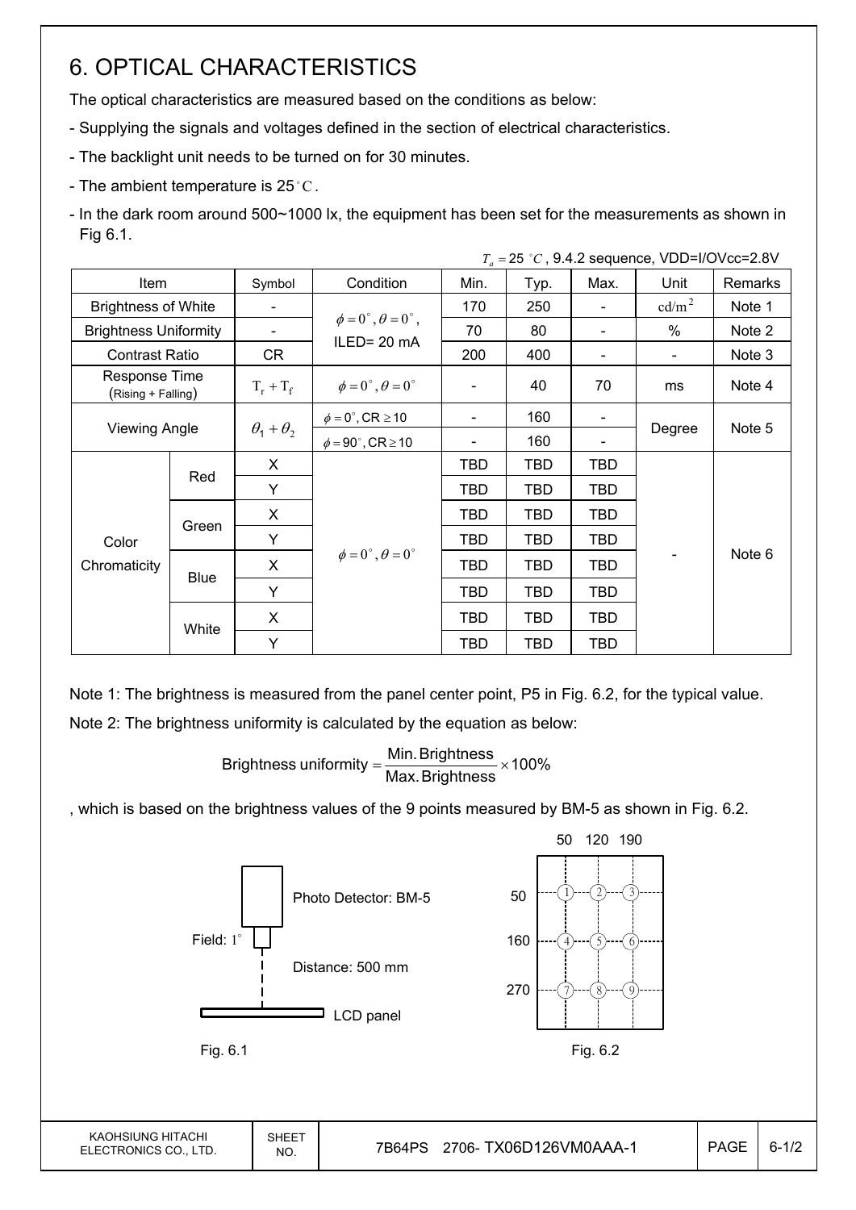# 6. OPTICAL CHARACTERISTICS

The optical characteristics are measured based on the conditions as below:

- Supplying the signals and voltages defined in the section of electrical characteristics.
- The backlight unit needs to be turned on for 30 minutes.
- The ambient temperature is 25$^{\circ}C$.
- In the dark room around 500~1000 lx, the equipment has been set for the measurements as shown in Fig 6.1.

$T_a = 25\ ^{\circ}C$, 9.4.2 sequence, VDD=I/OVcc=2.8V

| Item | | Symbol | Condition | Min. | Typ. | Max. | Unit | Remarks |
|---|---|---|---|---|---|---|---|---|
| Brightness of White | | - | $\phi = 0^{\circ}, \theta = 0^{\circ}$, ILED= 20 mA | 170 | 250 | - | $cd/m^2$ | Note 1 |
| Brightness Uniformity | | - | | 70 | 80 | - | % | Note 2 |
| Contrast Ratio | | CR | | 200 | 400 | - | - | Note 3 |
| Response Time (Rising + Falling) | | $T_r + T_f$ | $\phi = 0^{\circ}, \theta = 0^{\circ}$ | - | 40 | 70 | ms | Note 4 |
| Viewing Angle | | $\theta_1 + \theta_2$ | $\phi = 0^{\circ}$, CR $\geq 10$ | - | 160 | - | Degree | Note 5 |
| | | | $\phi = 90^{\circ}$, CR $\geq 10$ | - | 160 | - | | |
| Color Chromaticity | Red | X | $\phi = 0^{\circ}, \theta = 0^{\circ}$ | TBD | TBD | TBD | - | Note 6 |
| | | Y | | TBD | TBD | TBD | | |
| | Green | X | | TBD | TBD | TBD | | |
| | | Y | | TBD | TBD | TBD | | |
| | Blue | X | | TBD | TBD | TBD | | |
| | | Y | | TBD | TBD | TBD | | |
| | White | X | | TBD | TBD | TBD | | |
| | | Y | | TBD | TBD | TBD | | |

Note 1: The brightness is measured from the panel center point, P5 in Fig. 6.2, for the typical value.

Note 2: The brightness uniformity is calculated by the equation as below:

$$\text{Brightness uniformity} = \frac{\text{Min. Brightness}}{\text{Max. Brightness}} \times 100\%$$

, which is based on the brightness values of the 9 points measured by BM-5 as shown in Fig. 6.2.

Photo Detector: BM-5

Field: $1^{\circ}$

Distance: 500 mm

LCD panel

Fig. 6.1

50 120 190

50 ① ② ③

160 ④ ⑤ ⑥

270 ⑦ ⑧ ⑨

Fig. 6.2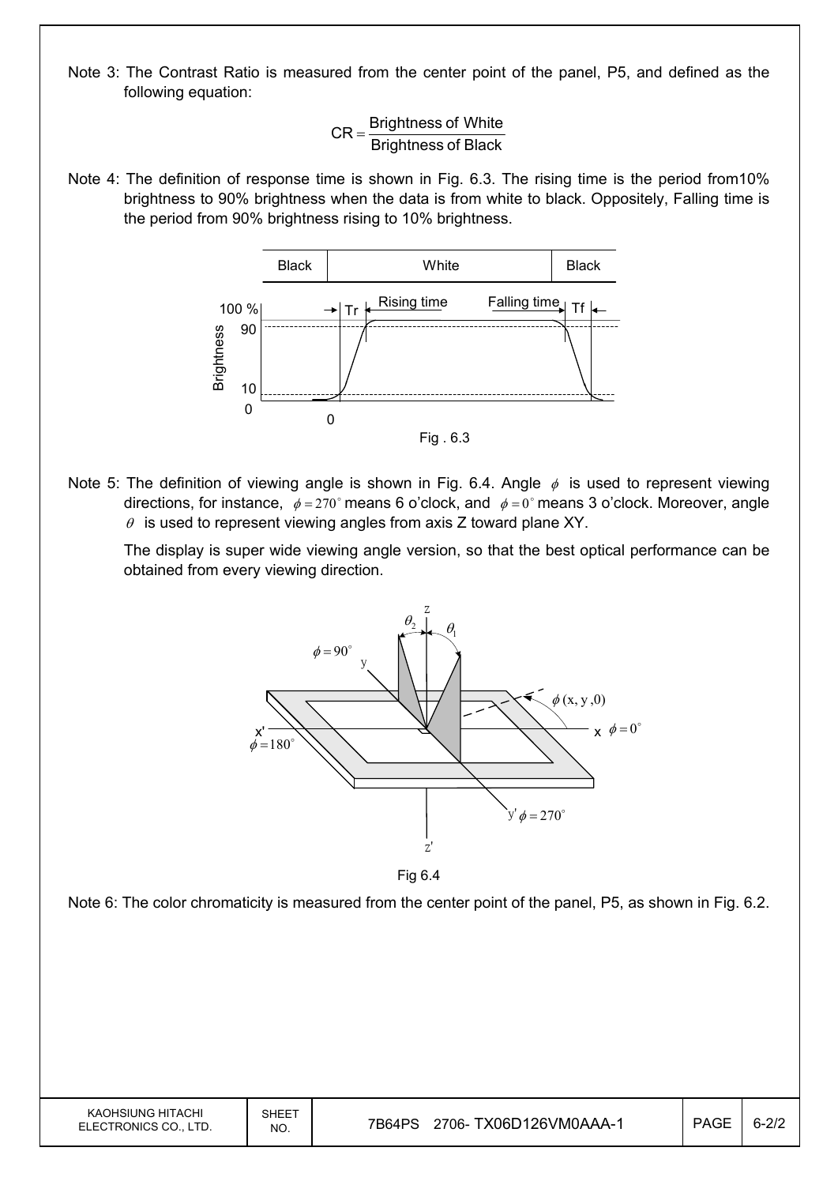Note 3: The Contrast Ratio is measured from the center point of the panel, P5, and defined as the following equation:

$$CR = \frac{\text{Brightness of White}}{\text{Brightness of Black}}$$

Note 4: The definition of response time is shown in Fig. 6.3. The rising time is the period from10% brightness to 90% brightness when the data is from white to black. Oppositely, Falling time is the period from 90% brightness rising to 10% brightness.

Fig . 6.3

Note 5: The definition of viewing angle is shown in Fig. 6.4. Angle $\phi$ is used to represent viewing directions, for instance, $\phi = 270^\circ$ means 6 o'clock, and $\phi = 0^\circ$ means 3 o'clock. Moreover, angle $\theta$ is used to represent viewing angles from axis Z toward plane XY.

The display is super wide viewing angle version, so that the best optical performance can be obtained from every viewing direction.

Fig 6.4

Note 6: The color chromaticity is measured from the center point of the panel, P5, as shown in Fig. 6.2.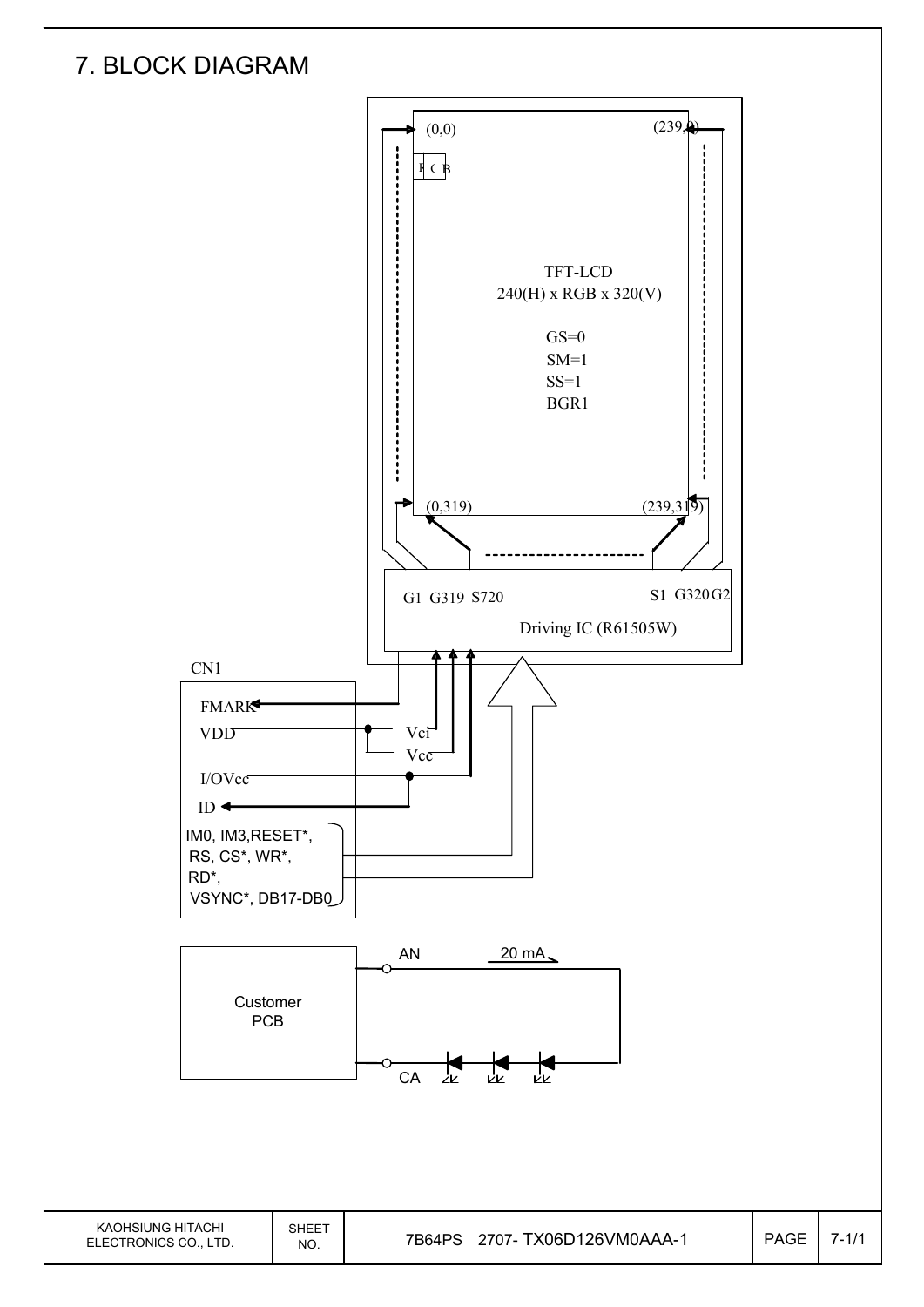# 7. BLOCK DIAGRAM

(0,0) (239,0)

R G B

TFT-LCD
240(H) x RGB x 320(V)

GS=0
SM=1
SS=1
BGR1

(0,319) (239,319)

G1 G319 S720 S1 G320 G2

Driving IC (R61505W)

CN1

FMARK
VDD
I/OVcc
ID
IM0, IM3,RESET*,
RS, CS*, WR*,
RD*,
VSYNC*, DB17-DB0

Vci
Vcc

Customer PCB

AN
20 mA
CA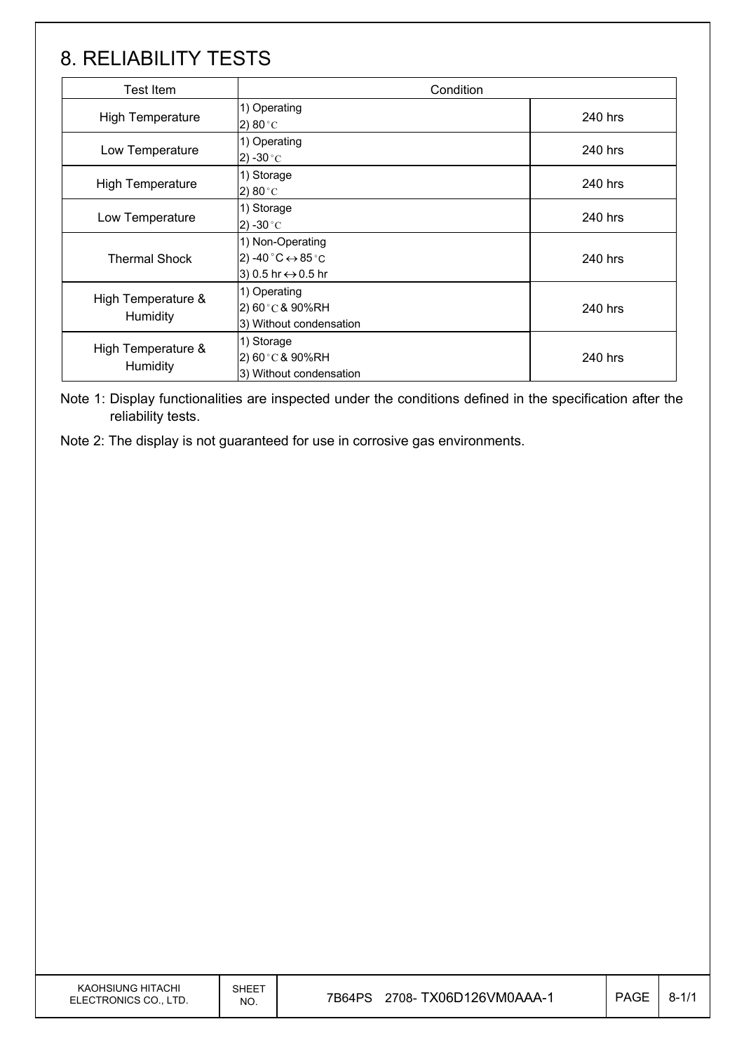# 8. RELIABILITY TESTS

| Test Item | Condition | |
|---|---|---|
| High Temperature | 1) Operating<br>2) 80°C | 240 hrs |
| Low Temperature | 1) Operating<br>2) -30°C | 240 hrs |
| High Temperature | 1) Storage<br>2) 80°C | 240 hrs |
| Low Temperature | 1) Storage<br>2) -30°C | 240 hrs |
| Thermal Shock | 1) Non-Operating<br>2) -40°C ↔ 85°C<br>3) 0.5 hr ↔ 0.5 hr | 240 hrs |
| High Temperature & Humidity | 1) Operating<br>2) 60°C & 90%RH<br>3) Without condensation | 240 hrs |
| High Temperature & Humidity | 1) Storage<br>2) 60°C & 90%RH<br>3) Without condensation | 240 hrs |

Note 1: Display functionalities are inspected under the conditions defined in the specification after the reliability tests.

Note 2: The display is not guaranteed for use in corrosive gas environments.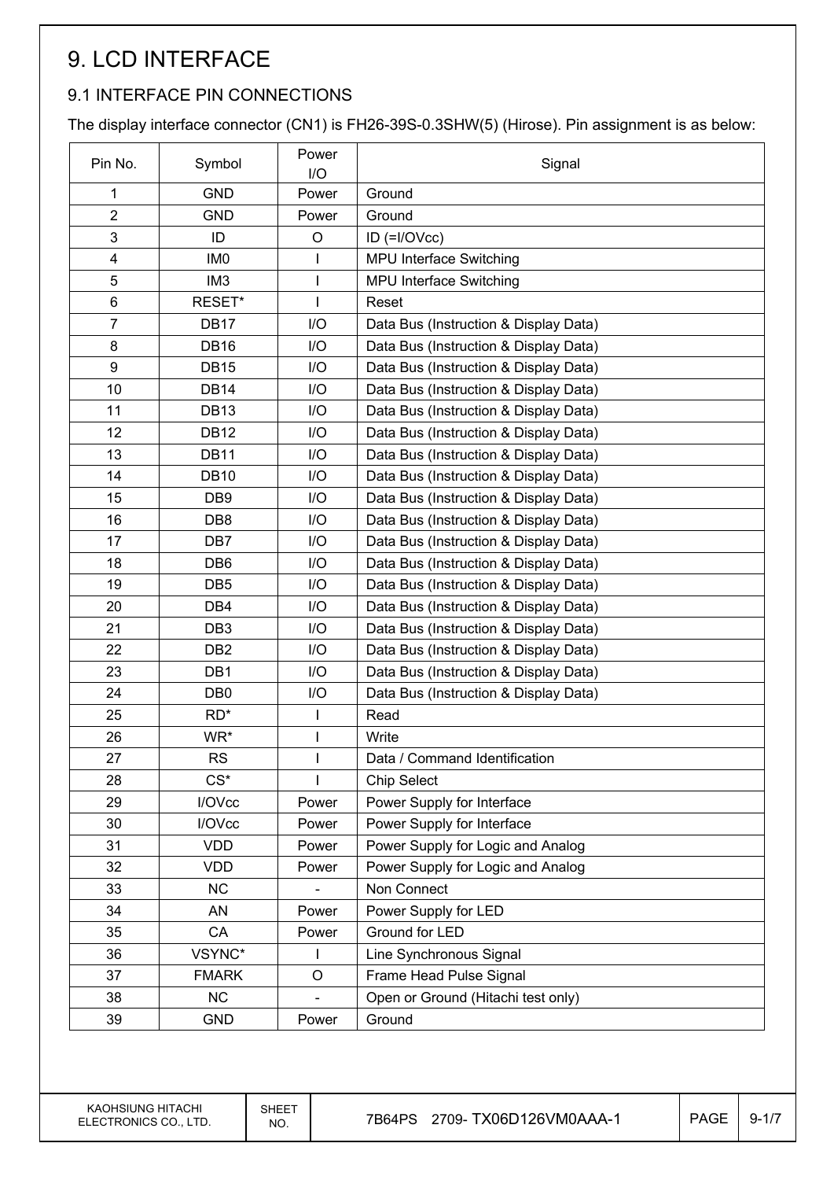# 9. LCD INTERFACE

## 9.1 INTERFACE PIN CONNECTIONS

The display interface connector (CN1) is FH26-39S-0.3SHW(5) (Hirose). Pin assignment is as below:

| Pin No. | Symbol | Power I/O | Signal |
|---|---|---|---|
| 1 | GND | Power | Ground |
| 2 | GND | Power | Ground |
| 3 | ID | O | ID (=I/OVcc) |
| 4 | IM0 | I | MPU Interface Switching |
| 5 | IM3 | I | MPU Interface Switching |
| 6 | RESET* | I | Reset |
| 7 | DB17 | I/O | Data Bus (Instruction & Display Data) |
| 8 | DB16 | I/O | Data Bus (Instruction & Display Data) |
| 9 | DB15 | I/O | Data Bus (Instruction & Display Data) |
| 10 | DB14 | I/O | Data Bus (Instruction & Display Data) |
| 11 | DB13 | I/O | Data Bus (Instruction & Display Data) |
| 12 | DB12 | I/O | Data Bus (Instruction & Display Data) |
| 13 | DB11 | I/O | Data Bus (Instruction & Display Data) |
| 14 | DB10 | I/O | Data Bus (Instruction & Display Data) |
| 15 | DB9 | I/O | Data Bus (Instruction & Display Data) |
| 16 | DB8 | I/O | Data Bus (Instruction & Display Data) |
| 17 | DB7 | I/O | Data Bus (Instruction & Display Data) |
| 18 | DB6 | I/O | Data Bus (Instruction & Display Data) |
| 19 | DB5 | I/O | Data Bus (Instruction & Display Data) |
| 20 | DB4 | I/O | Data Bus (Instruction & Display Data) |
| 21 | DB3 | I/O | Data Bus (Instruction & Display Data) |
| 22 | DB2 | I/O | Data Bus (Instruction & Display Data) |
| 23 | DB1 | I/O | Data Bus (Instruction & Display Data) |
| 24 | DB0 | I/O | Data Bus (Instruction & Display Data) |
| 25 | RD* | I | Read |
| 26 | WR* | I | Write |
| 27 | RS | I | Data / Command Identification |
| 28 | CS* | I | Chip Select |
| 29 | I/OVcc | Power | Power Supply for Interface |
| 30 | I/OVcc | Power | Power Supply for Interface |
| 31 | VDD | Power | Power Supply for Logic and Analog |
| 32 | VDD | Power | Power Supply for Logic and Analog |
| 33 | NC | - | Non Connect |
| 34 | AN | Power | Power Supply for LED |
| 35 | CA | Power | Ground for LED |
| 36 | VSYNC* | I | Line Synchronous Signal |
| 37 | FMARK | O | Frame Head Pulse Signal |
| 38 | NC | - | Open or Ground (Hitachi test only) |
| 39 | GND | Power | Ground |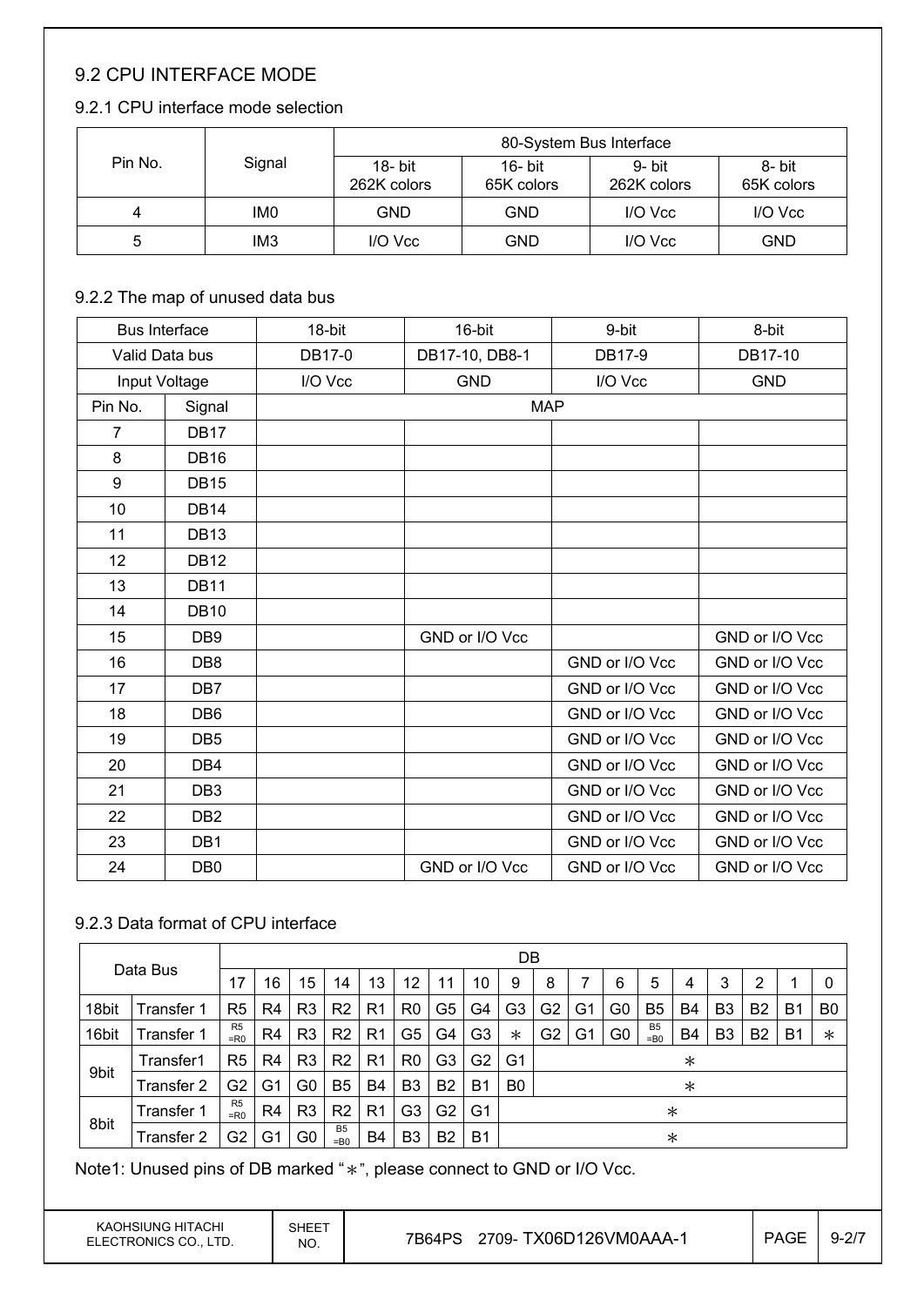## 9.2 CPU INTERFACE MODE

### 9.2.1 CPU interface mode selection

| Pin No. | Signal | 80-System Bus Interface | | | |
|---|---|---|---|---|---|
| | | 18- bit 262K colors | 16- bit 65K colors | 9- bit 262K colors | 8- bit 65K colors |
| 4 | IM0 | GND | GND | I/O Vcc | I/O Vcc |
| 5 | IM3 | I/O Vcc | GND | I/O Vcc | GND |

### 9.2.2 The map of unused data bus

| Bus Interface | | 18-bit | 16-bit | 9-bit | 8-bit |
|---|---|---|---|---|---|
| Valid Data bus | | DB17-0 | DB17-10, DB8-1 | DB17-9 | DB17-10 |
| Input Voltage | | I/O Vcc | GND | I/O Vcc | GND |
| Pin No. | Signal | MAP | | | |
| 7 | DB17 | | | | |
| 8 | DB16 | | | | |
| 9 | DB15 | | | | |
| 10 | DB14 | | | | |
| 11 | DB13 | | | | |
| 12 | DB12 | | | | |
| 13 | DB11 | | | | |
| 14 | DB10 | | | | |
| 15 | DB9 | | GND or I/O Vcc | | GND or I/O Vcc |
| 16 | DB8 | | | GND or I/O Vcc | GND or I/O Vcc |
| 17 | DB7 | | | GND or I/O Vcc | GND or I/O Vcc |
| 18 | DB6 | | | GND or I/O Vcc | GND or I/O Vcc |
| 19 | DB5 | | | GND or I/O Vcc | GND or I/O Vcc |
| 20 | DB4 | | | GND or I/O Vcc | GND or I/O Vcc |
| 21 | DB3 | | | GND or I/O Vcc | GND or I/O Vcc |
| 22 | DB2 | | | GND or I/O Vcc | GND or I/O Vcc |
| 23 | DB1 | | | GND or I/O Vcc | GND or I/O Vcc |
| 24 | DB0 | | GND or I/O Vcc | GND or I/O Vcc | GND or I/O Vcc |

### 9.2.3 Data format of CPU interface

| Data Bus | | DB | | | | | | | | | | | | | | | | | |
|---|---|---|---|---|---|---|---|---|---|---|---|---|---|---|---|---|---|---|---|
| | | 17 | 16 | 15 | 14 | 13 | 12 | 11 | 10 | 9 | 8 | 7 | 6 | 5 | 4 | 3 | 2 | 1 | 0 |
| 18bit | Transfer 1 | R5 | R4 | R3 | R2 | R1 | R0 | G5 | G4 | G3 | G2 | G1 | G0 | B5 | B4 | B3 | B2 | B1 | B0 |
| 16bit | Transfer 1 | R5 =R0 | R4 | R3 | R2 | R1 | G5 | G4 | G3 | * | G2 | G1 | G0 | B5 =B0 | B4 | B3 | B2 | B1 | * |
| 9bit | Transfer1 | R5 | R4 | R3 | R2 | R1 | R0 | G3 | G2 | G1 | * | | | | | | | | |
| | Transfer 2 | G2 | G1 | G0 | B5 | B4 | B3 | B2 | B1 | B0 | * | | | | | | | | |
| 8bit | Transfer 1 | R5 =R0 | R4 | R3 | R2 | R1 | G3 | G2 | G1 | * | | | | | | | | | |
| | Transfer 2 | G2 | G1 | G0 | B5 =B0 | B4 | B3 | B2 | B1 | * | | | | | | | | | |

Note1: Unused pins of DB marked "*", please connect to GND or I/O Vcc.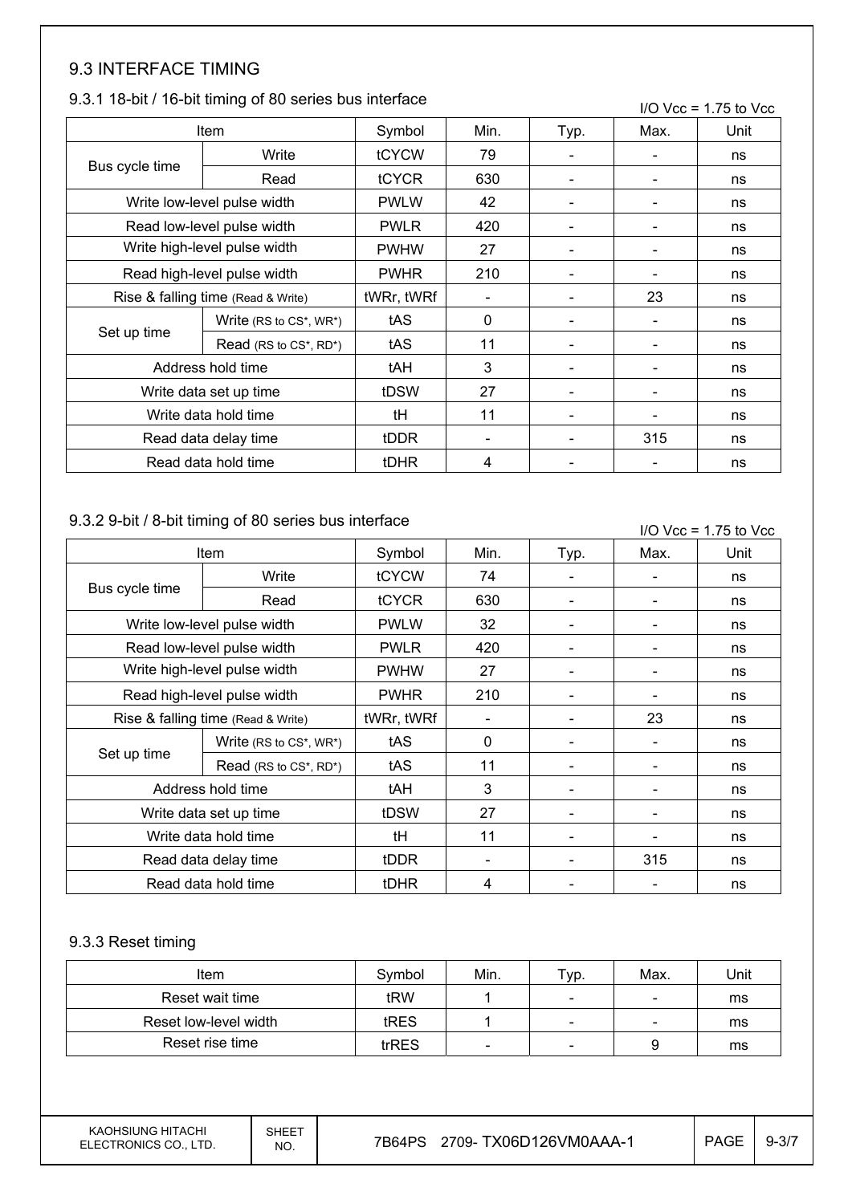## 9.3 INTERFACE TIMING

### 9.3.1 18-bit / 16-bit timing of 80 series bus interface

I/O Vcc = 1.75 to Vcc

| Item | | Symbol | Min. | Typ. | Max. | Unit |
|---|---|---|---|---|---|---|
| Bus cycle time | Write | tCYCW | 79 | - | - | ns |
| | Read | tCYCR | 630 | - | - | ns |
| Write low-level pulse width | | PWLW | 42 | - | - | ns |
| Read low-level pulse width | | PWLR | 420 | - | - | ns |
| Write high-level pulse width | | PWHW | 27 | - | - | ns |
| Read high-level pulse width | | PWHR | 210 | - | - | ns |
| Rise & falling time (Read & Write) | | tWRr, tWRf | - | - | 23 | ns |
| Set up time | Write (RS to CS*, WR*) | tAS | 0 | - | - | ns |
| | Read (RS to CS*, RD*) | tAS | 11 | - | - | ns |
| Address hold time | | tAH | 3 | - | - | ns |
| Write data set up time | | tDSW | 27 | - | - | ns |
| Write data hold time | | tH | 11 | - | - | ns |
| Read data delay time | | tDDR | - | - | 315 | ns |
| Read data hold time | | tDHR | 4 | - | - | ns |

### 9.3.2 9-bit / 8-bit timing of 80 series bus interface

I/O Vcc = 1.75 to Vcc

| Item | | Symbol | Min. | Typ. | Max. | Unit |
|---|---|---|---|---|---|---|
| Bus cycle time | Write | tCYCW | 74 | - | - | ns |
| | Read | tCYCR | 630 | - | - | ns |
| Write low-level pulse width | | PWLW | 32 | - | - | ns |
| Read low-level pulse width | | PWLR | 420 | - | - | ns |
| Write high-level pulse width | | PWHW | 27 | - | - | ns |
| Read high-level pulse width | | PWHR | 210 | - | - | ns |
| Rise & falling time (Read & Write) | | tWRr, tWRf | - | - | 23 | ns |
| Set up time | Write (RS to CS*, WR*) | tAS | 0 | - | - | ns |
| | Read (RS to CS*, RD*) | tAS | 11 | - | - | ns |
| Address hold time | | tAH | 3 | - | - | ns |
| Write data set up time | | tDSW | 27 | - | - | ns |
| Write data hold time | | tH | 11 | - | - | ns |
| Read data delay time | | tDDR | - | - | 315 | ns |
| Read data hold time | | tDHR | 4 | - | - | ns |

### 9.3.3 Reset timing

| Item | Symbol | Min. | Typ. | Max. | Unit |
|---|---|---|---|---|---|
| Reset wait time | tRW | 1 | - | - | ms |
| Reset low-level width | tRES | 1 | - | - | ms |
| Reset rise time | trRES | - | - | 9 | ms |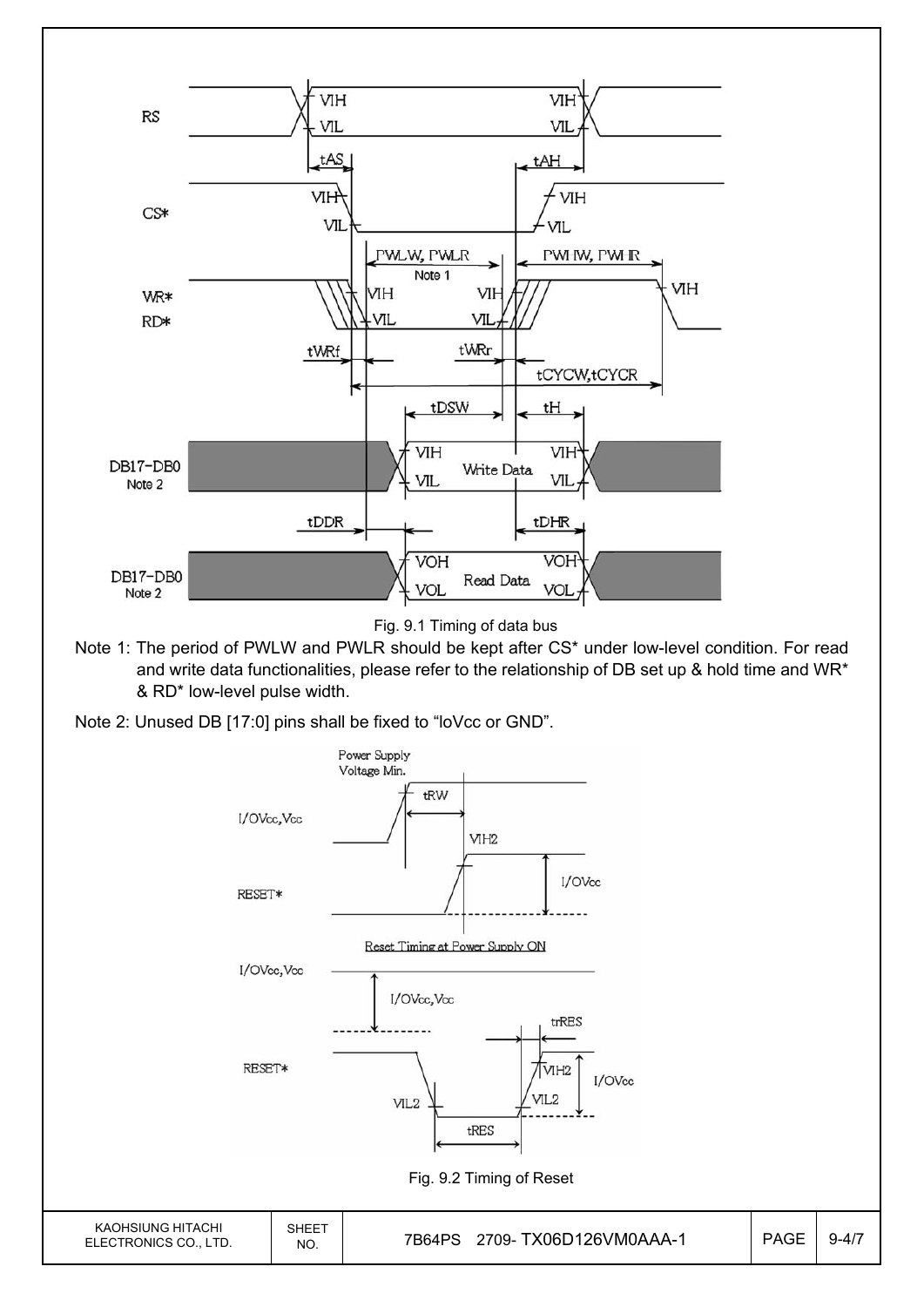Fig. 9.1 Timing of data bus

Note 1: The period of PWLW and PWLR should be kept after CS* under low-level condition. For read and write data functionalities, please refer to the relationship of DB set up & hold time and WR* & RD* low-level pulse width.

Note 2: Unused DB [17:0] pins shall be fixed to “IoVcc or GND”.

Reset Timing at Power Supply ON

Fig. 9.2 Timing of Reset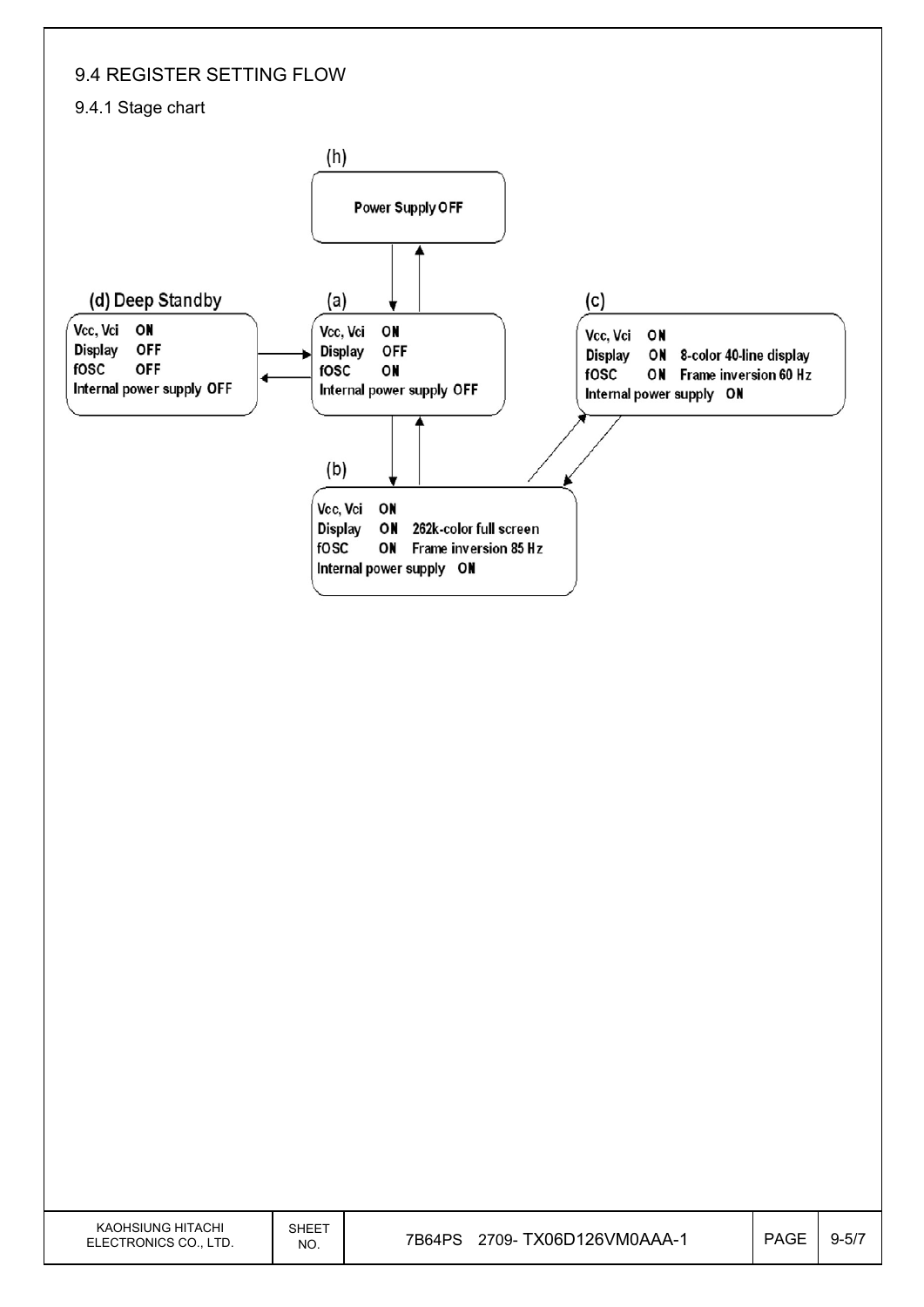## 9.4 REGISTER SETTING FLOW

### 9.4.1 Stage chart

**(h)**

Power Supply OFF

**(d) Deep Standby**

Vcc, Vci ON
Display OFF
fOSC OFF
Internal power supply OFF

**(a)**

Vcc, Vci ON
Display OFF
fOSC ON
Internal power supply OFF

**(c)**

Vcc, Vci ON
Display ON 8-color 40-line display
fOSC ON Frame inversion 60 Hz
Internal power supply ON

**(b)**

Vcc, Vci ON
Display ON 262k-color full screen
fOSC ON Frame inversion 85 Hz
Internal power supply ON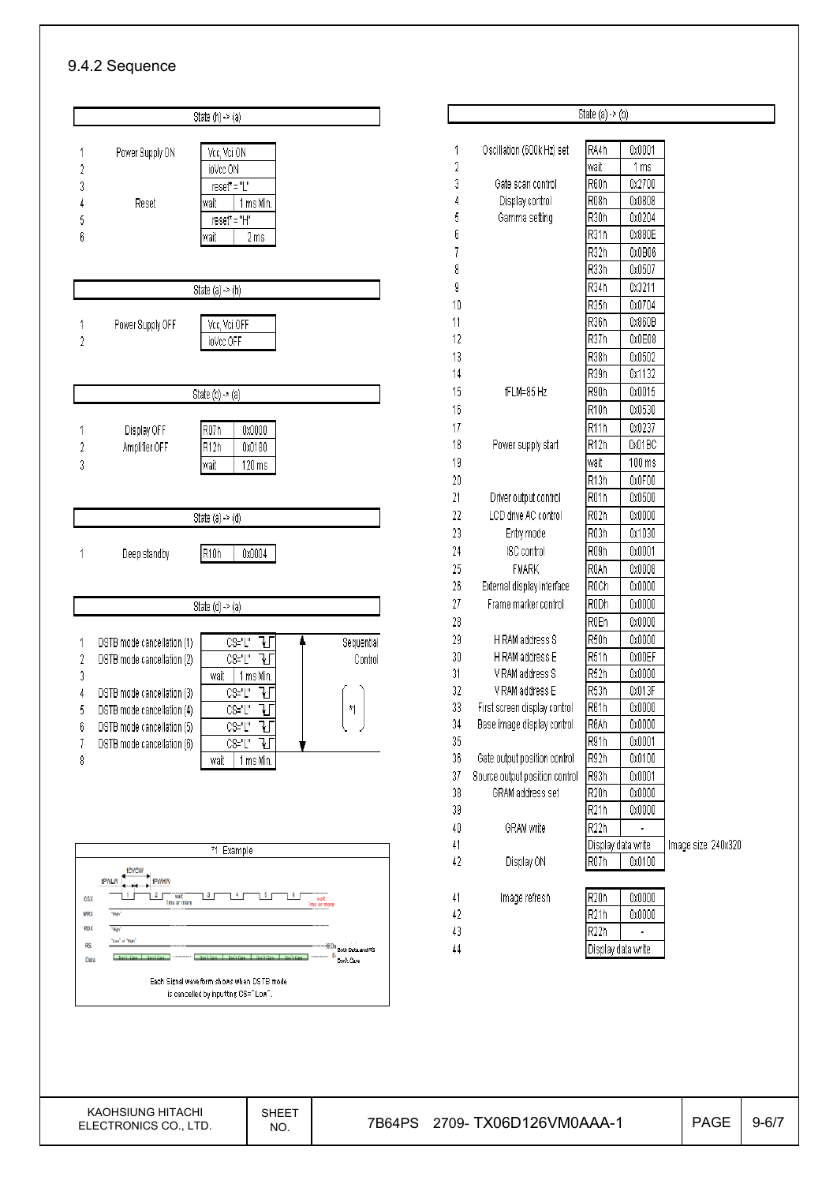## 9.4.2 Sequence

**State (h) -> (a)**

| No. | Item | Command | Value |
|---|---|---|---|
| 1 | Power Supply ON | Vcc, Vci ON | |
| 2 | | ioVcc ON | |
| 3 | | reset* = "L" | |
| 4 | Reset | wait | 1 ms Min. |
| 5 | | reset* = "H" | |
| 6 | | wait | 2 ms |

**State (a) -> (h)**

| No. | Item | Command |
|---|---|---|
| 1 | Power Supply OFF | Vcc, Vci OFF |
| 2 | | ioVcc OFF |

**State (b) -> (a)**

| No. | Item | Register | Value |
|---|---|---|---|
| 1 | Display OFF | R07h | 0x0000 |
| 2 | Amplifier OFF | R12h | 0x0180 |
| 3 | | wait | 120 ms |

**State (a) -> (d)**

| No. | Item | Register | Value |
|---|---|---|---|
| 1 | Deep standby | R10h | 0x0004 |

**State (d) -> (a)**

| No. | Item | Command | Value | Note |
|---|---|---|---|---|
| 1 | DSTB mode cancellation (1) | CS="L" | | Sequential Control *1 |
| 2 | DSTB mode cancellation (2) | CS="L" | | |
| 3 | | wait | 1 ms Min. | |
| 4 | DSTB mode cancellation (3) | CS="L" | | |
| 5 | DSTB mode cancellation (4) | CS="L" | | |
| 6 | DSTB mode cancellation (5) | CS="L" | | |
| 7 | DSTB mode cancellation (6) | CS="L" | | |
| 8 | | wait | 1 ms Min. | |

*1 Example

tCYCW, tPWLW, tPWHW

CSX: 1, 2, wait 1ms or more, 3, 4, 5, 6, wait 1ms or more
WRX: "High"
RDX: "High"
RS: "Low" or "High"
Data: Don't Care — Both Data and RS Don't Care

Each Signal waveform shows when DSTB mode is cancelled by inputting CS="Low".

**State (a) -> (b)**

| No. | Item | Register | Value | Note |
|---|---|---|---|---|
| 1 | Oscillation (600kHz) set | RA4h | 0x0001 | |
| 2 | | wait | 1 ms | |
| 3 | Gate scan control | R60h | 0x2700 | |
| 4 | Display control | R08h | 0x0808 | |
| 5 | Gamma setting | R30h | 0x0204 | |
| 6 | | R31h | 0x880E | |
| 7 | | R32h | 0x0B06 | |
| 8 | | R33h | 0x0507 | |
| 9 | | R34h | 0x3211 | |
| 10 | | R35h | 0x0704 | |
| 11 | | R36h | 0x860B | |
| 12 | | R37h | 0x0E08 | |
| 13 | | R38h | 0x0502 | |
| 14 | | R39h | 0x1132 | |
| 15 | fFLM=85 Hz | R90h | 0x0015 | |
| 16 | | R10h | 0x0530 | |
| 17 | | R11h | 0x0237 | |
| 18 | Power supply start | R12h | 0x01BC | |
| 19 | | wait | 100 ms | |
| 20 | | R13h | 0x0F00 | |
| 21 | Driver output control | R01h | 0x0500 | |
| 22 | LCD drive AC control | R02h | 0x0000 | |
| 23 | Entry mode | R03h | 0x1030 | |
| 24 | ISC control | R09h | 0x0001 | |
| 25 | FMARK | R0Ah | 0x0008 | |
| 26 | External display interface | R0Ch | 0x0000 | |
| 27 | Frame marker control | R0Dh | 0x0000 | |
| 28 | | R0Eh | 0x0000 | |
| 29 | H RAM address S | R50h | 0x0000 | |
| 30 | H RAM address E | R51h | 0x00EF | |
| 31 | V RAM address S | R52h | 0x0000 | |
| 32 | V RAM address E | R53h | 0x013F | |
| 33 | First screen display control | R61h | 0x0000 | |
| 34 | Base image display control | R6Ah | 0x0000 | |
| 35 | | R91h | 0x0001 | |
| 36 | Gate output position control | R92h | 0x0100 | |
| 37 | Source output position control | R93h | 0x0001 | |
| 38 | GRAM address set | R20h | 0x0000 | |
| 39 | | R21h | 0x0000 | |
| 40 | GRAM write | R22h | - | |
| 41 | | Display data write | | Image size: 240x320 |
| 42 | Display ON | R07h | 0x0100 | |

| No. | Item | Register | Value |
|---|---|---|---|
| 41 | Image refresh | R20h | 0x0000 |
| 42 | | R21h | 0x0000 |
| 43 | | R22h | - |
| 44 | | Display data write | |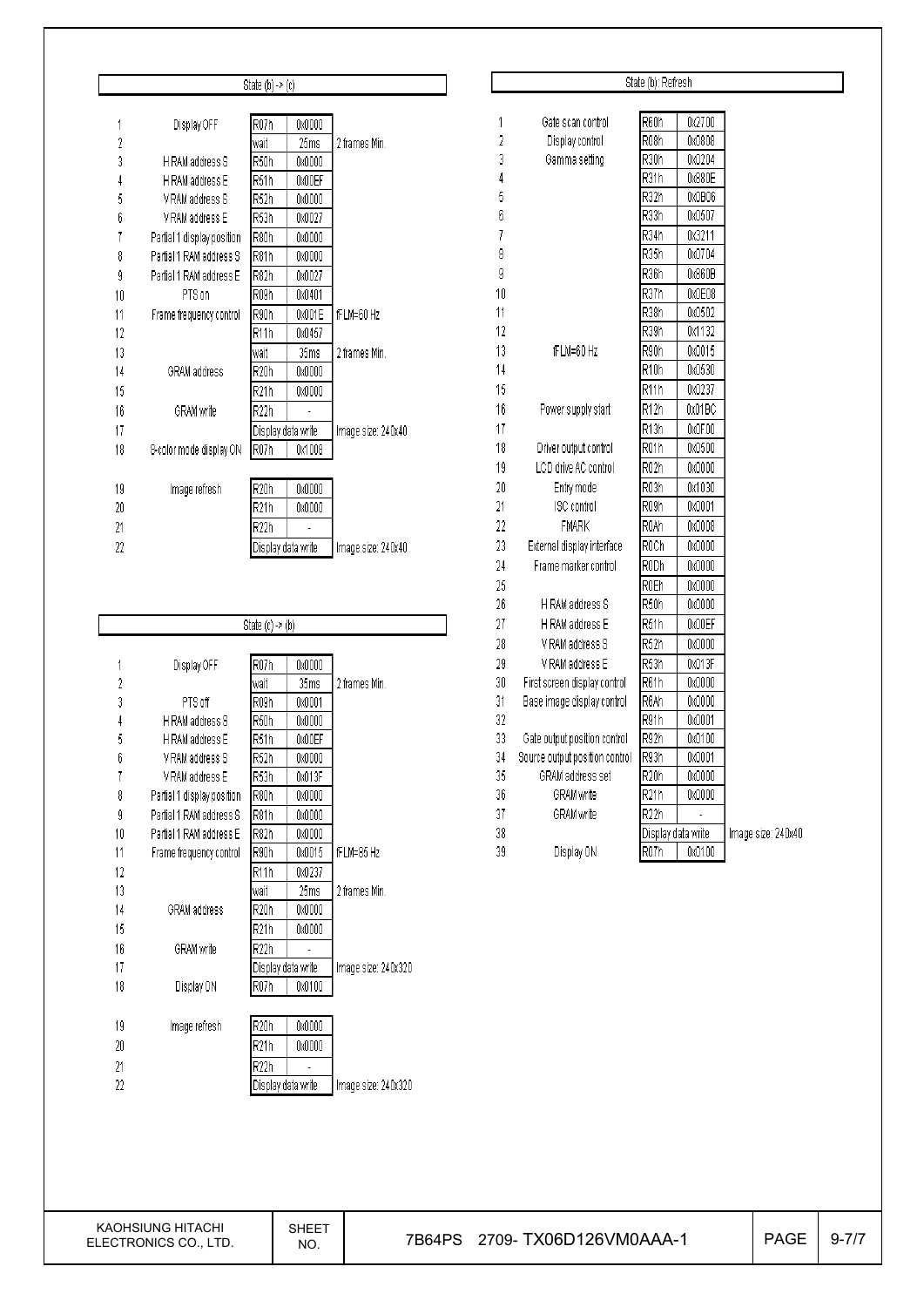## State (b) -> (c)

| No. | Function | Register | Value | Note |
|---|---|---|---|---|
| 1 | Display OFF | R07h | 0x0000 | |
| 2 | | wait | 25ms | 2 frames Min. |
| 3 | H RAM address S | R50h | 0x0000 | |
| 4 | H RAM address E | R51h | 0x00EF | |
| 5 | V RAM address S | R52h | 0x0000 | |
| 6 | V RAM address E | R53h | 0x0027 | |
| 7 | Partial 1 display position | R80h | 0x0000 | |
| 8 | Partial 1 RAM address S | R81h | 0x0000 | |
| 9 | Partial 1 RAM address E | R82h | 0x0027 | |
| 10 | PTS on | R09h | 0x0401 | |
| 11 | Frame frequency control | R90h | 0x001E | fFLM=60 Hz |
| 12 | | R11h | 0x0457 | |
| 13 | | wait | 35ms | 2 frames Min. |
| 14 | GRAM address | R20h | 0x0000 | |
| 15 | | R21h | 0x0000 | |
| 16 | GRAM write | R22h | - | |
| 17 | | Display data write | | Image size: 240x40 |
| 18 | 8-color mode display ON | R07h | 0x1008 | |
| 19 | Image refresh | R20h | 0x0000 | |
| 20 | | R21h | 0x0000 | |
| 21 | | R22h | - | |
| 22 | | Display data write | | Image size: 240x40 |

## State (c) -> (b)

| No. | Function | Register | Value | Note |
|---|---|---|---|---|
| 1 | Display OFF | R07h | 0x0000 | |
| 2 | | wait | 35ms | 2 frames Min. |
| 3 | PTS off | R09h | 0x0001 | |
| 4 | H RAM address S | R50h | 0x0000 | |
| 5 | H RAM address E | R51h | 0x00EF | |
| 6 | V RAM address S | R52h | 0x0000 | |
| 7 | V RAM address E | R53h | 0x013F | |
| 8 | Partial 1 display position | R80h | 0x0000 | |
| 9 | Partial 1 RAM address S | R81h | 0x0000 | |
| 10 | Partial 1 RAM address E | R82h | 0x0000 | |
| 11 | Frame frequency control | R90h | 0x0015 | fFLM=85 Hz |
| 12 | | R11h | 0x0237 | |
| 13 | | wait | 25ms | 2 frames Min. |
| 14 | GRAM address | R20h | 0x0000 | |
| 15 | | R21h | 0x0000 | |
| 16 | GRAM write | R22h | - | |
| 17 | | Display data write | | Image size: 240x320 |
| 18 | Display ON | R07h | 0x0100 | |
| 19 | Image refresh | R20h | 0x0000 | |
| 20 | | R21h | 0x0000 | |
| 21 | | R22h | - | |
| 22 | | Display data write | | Image size: 240x320 |

## State (b): Refresh

| No. | Function | Register | Value | Note |
|---|---|---|---|---|
| 1 | Gate scan control | R60h | 0x2700 | |
| 2 | Display control | R08h | 0x0808 | |
| 3 | Gamma setting | R30h | 0x0204 | |
| 4 | | R31h | 0x880E | |
| 5 | | R32h | 0x0B06 | |
| 6 | | R33h | 0x0507 | |
| 7 | | R34h | 0x3211 | |
| 8 | | R35h | 0x0704 | |
| 9 | | R36h | 0x860B | |
| 10 | | R37h | 0x0E08 | |
| 11 | | R38h | 0x0502 | |
| 12 | | R39h | 0x1132 | |
| 13 | fFLM=60 Hz | R90h | 0x0015 | |
| 14 | | R10h | 0x0530 | |
| 15 | | R11h | 0x0237 | |
| 16 | Power supply start | R12h | 0x01BC | |
| 17 | | R13h | 0x0F00 | |
| 18 | Driver output control | R01h | 0x0500 | |
| 19 | LCD drive AC control | R02h | 0x0000 | |
| 20 | Entry mode | R03h | 0x1030 | |
| 21 | ISC control | R09h | 0x0001 | |
| 22 | FMARK | R0Ah | 0x0008 | |
| 23 | External display interface | R0Ch | 0x0000 | |
| 24 | Frame marker control | R0Dh | 0x0000 | |
| 25 | | R0Eh | 0x0000 | |
| 26 | H RAM address S | R50h | 0x0000 | |
| 27 | H RAM address E | R51h | 0x00EF | |
| 28 | V RAM address S | R52h | 0x0000 | |
| 29 | V RAM address E | R53h | 0x013F | |
| 30 | First screen display control | R61h | 0x0000 | |
| 31 | Base image display control | R6Ah | 0x0000 | |
| 32 | | R91h | 0x0001 | |
| 33 | Gate output position control | R92h | 0x0100 | |
| 34 | Source output position control | R93h | 0x0001 | |
| 35 | GRAM address set | R20h | 0x0000 | |
| 36 | GRAM write | R21h | 0x0000 | |
| 37 | GRAM write | R22h | - | |
| 38 | | Display data write | | Image size: 240x40 |
| 39 | Display ON | R07h | 0x0100 | |

KAOHSIUNG HITACHI ELECTRONICS CO., LTD. | SHEET NO. 7B64PS 2709- TX06D126VM0AAA-1 | PAGE 9-7/7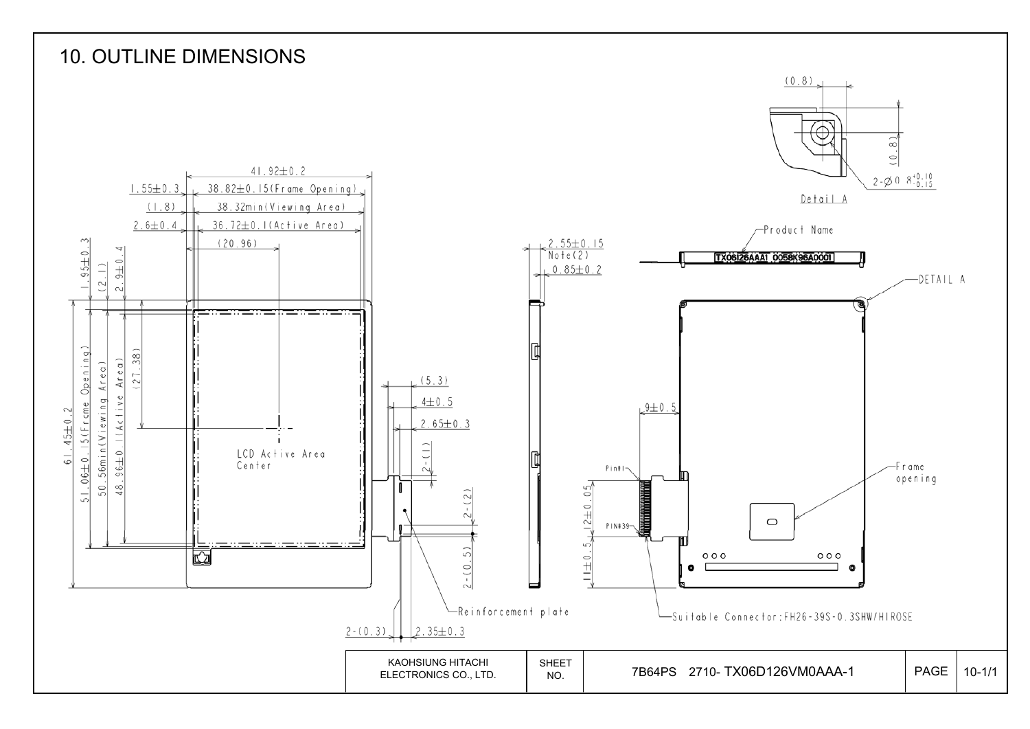# 10. OUTLINE DIMENSIONS

41.92±0.2

1.55±0.3 38.82±0.15(Frame Opening)

(1.8) 38.32min(Viewing Area)

2.6±0.4 36.72±0.1(Active Area)

(20.96)

1.95±0.3 (2.1) 2.9±0.4

61.45±0.2

51.06±0.15(Frame Opening)

50.56min(Viewing Area)

48.96±0.11(Active Area)

(27.38)

LCD Active Area Center

(5.3)

4±0.5

2.65±0.3

2-(1)

2-(2)

2-(0.5)

2-(0.3) 2.35±0.3

Reinforcement plate

2.55±0.15 Note(2)

0.85±0.2

(0.8)

(0.8)

2-Ø0.8 $^{+0.10}_{-0.15}$

Detail A

Product Name

TX06I26AAA1 0058K96A0001

DETAIL A

9±0.5

Pin#1

PIN#39

12±0.05

11±0.5

Frame opening

Suitable Connector:FH26-39S-0.3SHW/HIROSE

| KAOHSIUNG HITACHI ELECTRONICS CO., LTD. | SHEET NO. | 7B64PS 2710- TX06D126VM0AAA-1 | PAGE | 10-1/1 |
|---|---|---|---|---|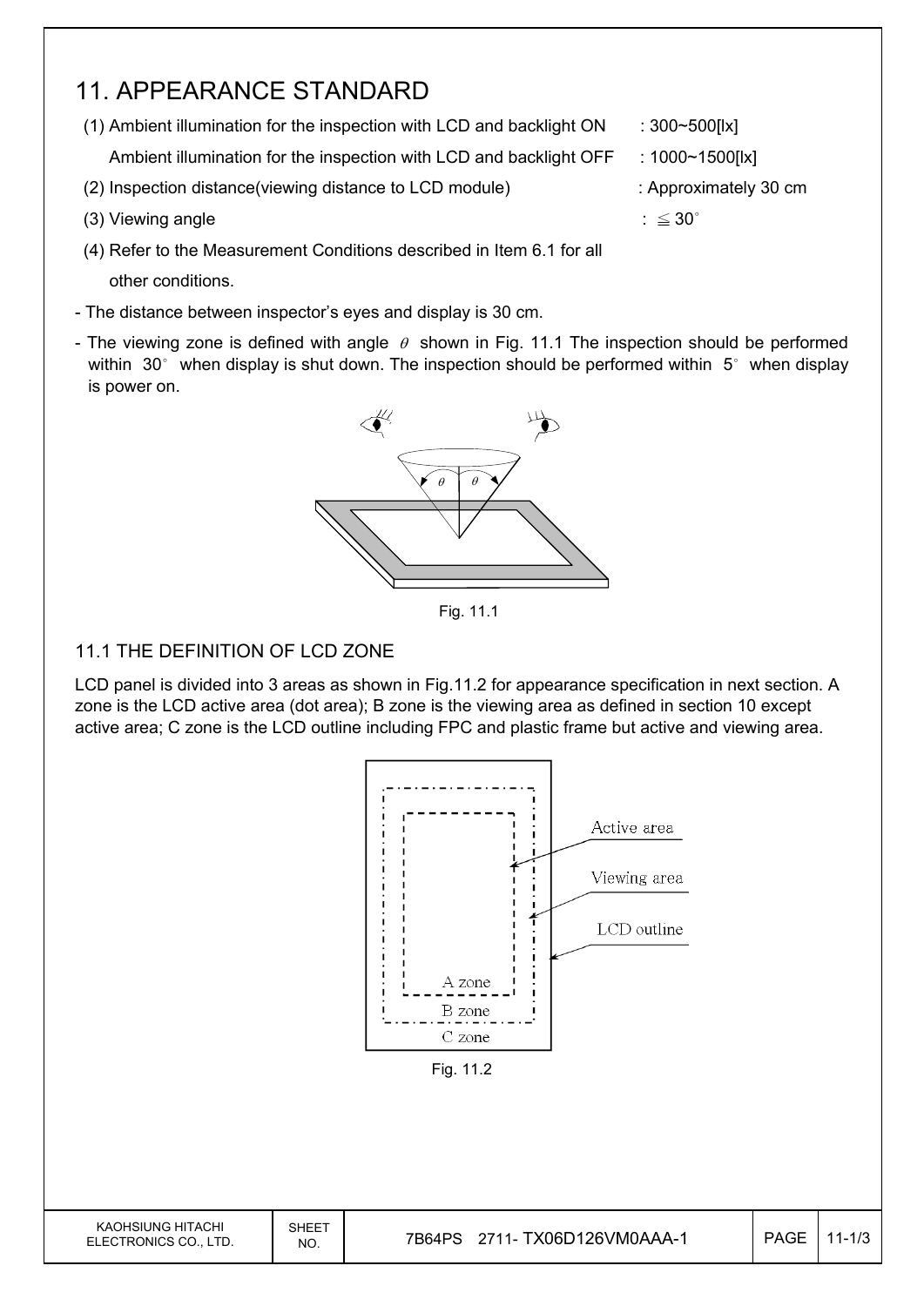# 11. APPEARANCE STANDARD

(1) Ambient illumination for the inspection with LCD and backlight ON : 300~500[lx]

Ambient illumination for the inspection with LCD and backlight OFF : 1000~1500[lx]

(2) Inspection distance(viewing distance to LCD module) : Approximately 30 cm

(3) Viewing angle : ≦ 30°

(4) Refer to the Measurement Conditions described in Item 6.1 for all other conditions.

- The distance between inspector's eyes and display is 30 cm.
- The viewing zone is defined with angle $\theta$ shown in Fig. 11.1 The inspection should be performed within 30° when display is shut down. The inspection should be performed within 5° when display is power on.

Fig. 11.1

## 11.1 THE DEFINITION OF LCD ZONE

LCD panel is divided into 3 areas as shown in Fig.11.2 for appearance specification in next section. A zone is the LCD active area (dot area); B zone is the viewing area as defined in section 10 except active area; C zone is the LCD outline including FPC and plastic frame but active and viewing area.

Active area

Viewing area

LCD outline

A zone

B zone

C zone

Fig. 11.2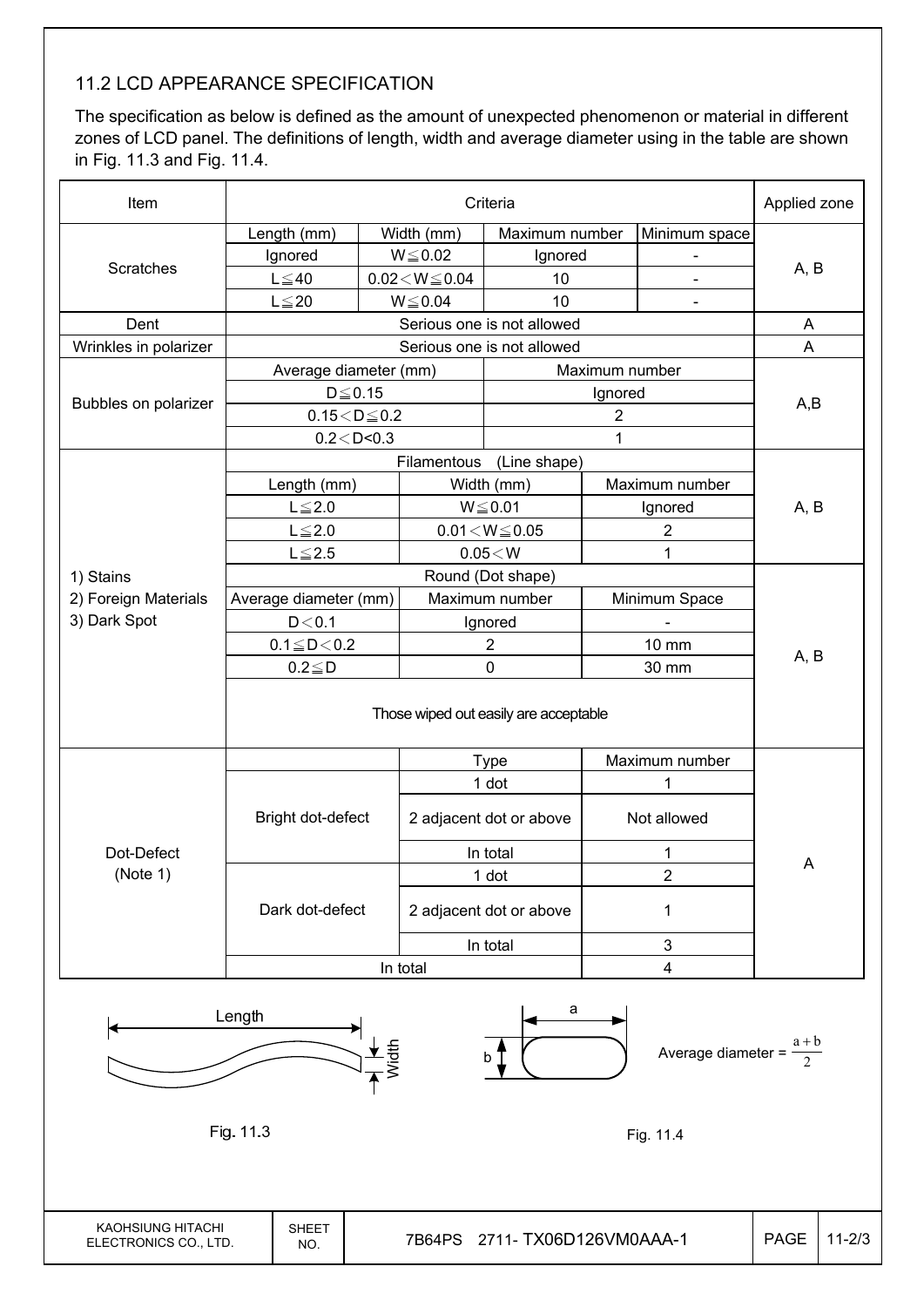## 11.2 LCD APPEARANCE SPECIFICATION

The specification as below is defined as the amount of unexpected phenomenon or material in different zones of LCD panel. The definitions of length, width and average diameter using in the table are shown in Fig. 11.3 and Fig. 11.4.

| Item | Criteria | | | | | Applied zone |
|---|---|---|---|---|---|---|
| Scratches | Length (mm) | Width (mm) | Maximum number | | Minimum space | A, B |
| | Ignored | W≦0.02 | Ignored | | - | |
| | L≦40 | 0.02＜W≦0.04 | 10 | | - | |
| | L≦20 | W≦0.04 | 10 | | - | |
| Dent | Serious one is not allowed | | | | | A |
| Wrinkles in polarizer | Serious one is not allowed | | | | | A |
| Bubbles on polarizer | Average diameter (mm) | | Maximum number | | | A,B |
| | D≦0.15 | | Ignored | | | |
| | 0.15＜D≦0.2 | | 2 | | | |
| | 0.2＜D<0.3 | | 1 | | | |
| 1) Stains<br>2) Foreign Materials<br>3) Dark Spot | Filamentous (Line shape) | | | | | A, B |
| | Length (mm) | Width (mm) | | Maximum number | | |
| | L≦2.0 | W≦0.01 | | Ignored | | |
| | L≦2.0 | 0.01＜W≦0.05 | | 2 | | |
| | L≦2.5 | 0.05＜W | | 1 | | |
| | Round (Dot shape) | | | | | A, B |
| | Average diameter (mm) | Maximum number | | Minimum Space | | |
| | D＜0.1 | Ignored | | - | | |
| | 0.1≦D＜0.2 | 2 | | 10 mm | | |
| | 0.2≦D | 0 | | 30 mm | | |
| | Those wiped out easily are acceptable | | | | | |
| Dot-Defect (Note 1) | | Type | | Maximum number | | A |
| | Bright dot-defect | 1 dot | | 1 | | |
| | | 2 adjacent dot or above | | Not allowed | | |
| | | In total | | 1 | | |
| | Dark dot-defect | 1 dot | | 2 | | |
| | | 2 adjacent dot or above | | 1 | | |
| | | In total | | 3 | | |
| | In total | | | 4 | | |

Length / Width

Fig. 11.3

Average diameter = $\frac{a+b}{2}$

Fig. 11.4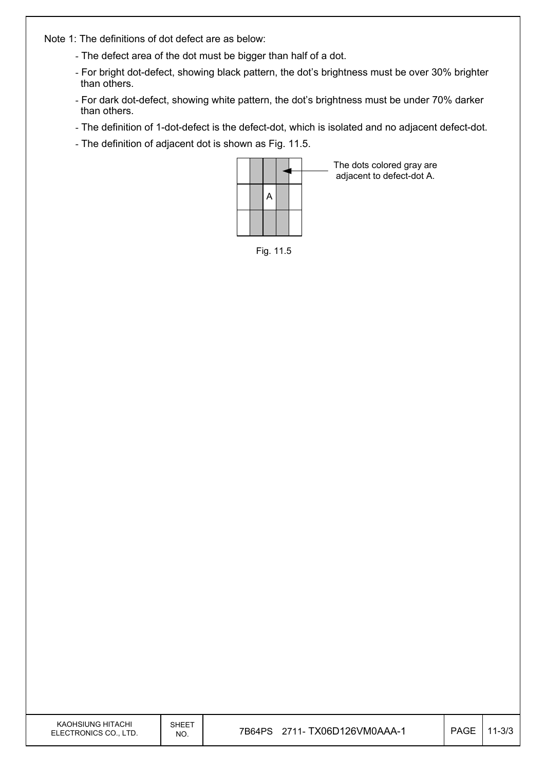Note 1: The definitions of dot defect are as below:

- The defect area of the dot must be bigger than half of a dot.
- For bright dot-defect, showing black pattern, the dot's brightness must be over 30% brighter than others.
- For dark dot-defect, showing white pattern, the dot's brightness must be under 70% darker than others.
- The definition of 1-dot-defect is the defect-dot, which is isolated and no adjacent defect-dot.
- The definition of adjacent dot is shown as Fig. 11.5.

| | | | | |
|---|---|---|---|---|
| | ▒ | ▒ | ▒ | |
| | ▒ | A | ▒ | |
| | ▒ | ▒ | ▒ | |

The dots colored gray are adjacent to defect-dot A.

Fig. 11.5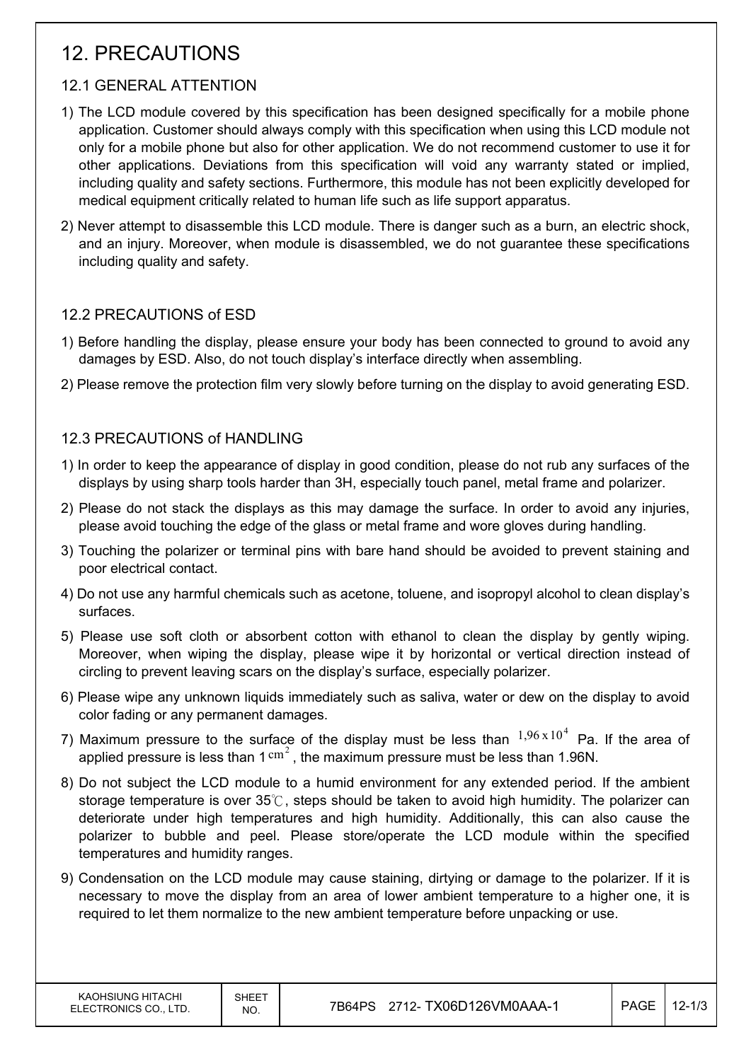# 12. PRECAUTIONS

## 12.1 GENERAL ATTENTION

1) The LCD module covered by this specification has been designed specifically for a mobile phone application. Customer should always comply with this specification when using this LCD module not only for a mobile phone but also for other application. We do not recommend customer to use it for other applications. Deviations from this specification will void any warranty stated or implied, including quality and safety sections. Furthermore, this module has not been explicitly developed for medical equipment critically related to human life such as life support apparatus.

2) Never attempt to disassemble this LCD module. There is danger such as a burn, an electric shock, and an injury. Moreover, when module is disassembled, we do not guarantee these specifications including quality and safety.

## 12.2 PRECAUTIONS of ESD

1) Before handling the display, please ensure your body has been connected to ground to avoid any damages by ESD. Also, do not touch display's interface directly when assembling.

2) Please remove the protection film very slowly before turning on the display to avoid generating ESD.

## 12.3 PRECAUTIONS of HANDLING

1) In order to keep the appearance of display in good condition, please do not rub any surfaces of the displays by using sharp tools harder than 3H, especially touch panel, metal frame and polarizer.

2) Please do not stack the displays as this may damage the surface. In order to avoid any injuries, please avoid touching the edge of the glass or metal frame and wore gloves during handling.

3) Touching the polarizer or terminal pins with bare hand should be avoided to prevent staining and poor electrical contact.

4) Do not use any harmful chemicals such as acetone, toluene, and isopropyl alcohol to clean display's surfaces.

5) Please use soft cloth or absorbent cotton with ethanol to clean the display by gently wiping. Moreover, when wiping the display, please wipe it by horizontal or vertical direction instead of circling to prevent leaving scars on the display's surface, especially polarizer.

6) Please wipe any unknown liquids immediately such as saliva, water or dew on the display to avoid color fading or any permanent damages.

7) Maximum pressure to the surface of the display must be less than $1{,}96 \times 10^4$ Pa. If the area of applied pressure is less than 1 $cm^2$, the maximum pressure must be less than 1.96N.

8) Do not subject the LCD module to a humid environment for any extended period. If the ambient storage temperature is over 35℃, steps should be taken to avoid high humidity. The polarizer can deteriorate under high temperatures and high humidity. Additionally, this can also cause the polarizer to bubble and peel. Please store/operate the LCD module within the specified temperatures and humidity ranges.

9) Condensation on the LCD module may cause staining, dirtying or damage to the polarizer. If it is necessary to move the display from an area of lower ambient temperature to a higher one, it is required to let them normalize to the new ambient temperature before unpacking or use.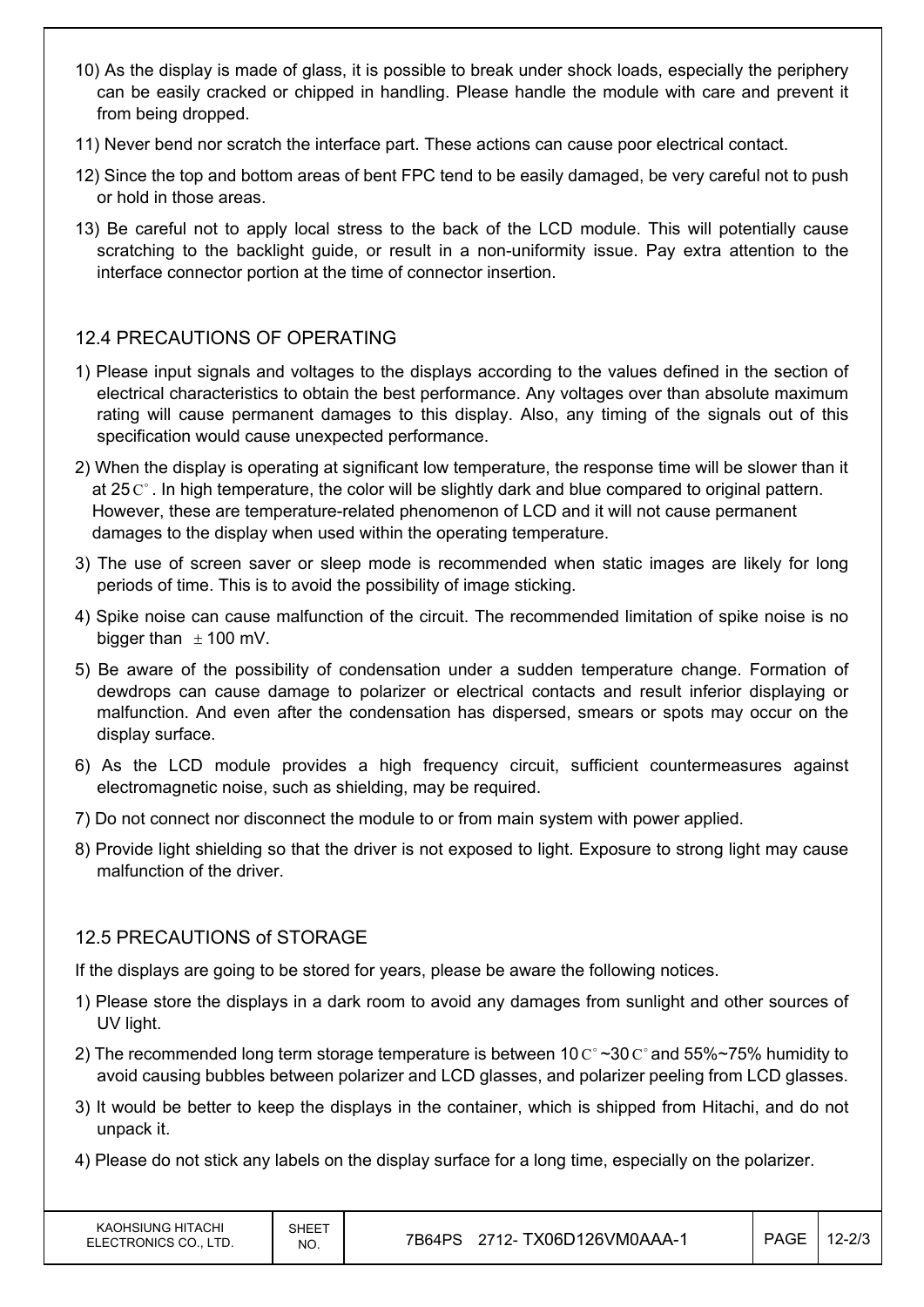10) As the display is made of glass, it is possible to break under shock loads, especially the periphery can be easily cracked or chipped in handling. Please handle the module with care and prevent it from being dropped.

11) Never bend nor scratch the interface part. These actions can cause poor electrical contact.

12) Since the top and bottom areas of bent FPC tend to be easily damaged, be very careful not to push or hold in those areas.

13) Be careful not to apply local stress to the back of the LCD module. This will potentially cause scratching to the backlight guide, or result in a non-uniformity issue. Pay extra attention to the interface connector portion at the time of connector insertion.

## 12.4 PRECAUTIONS OF OPERATING

1) Please input signals and voltages to the displays according to the values defined in the section of electrical characteristics to obtain the best performance. Any voltages over than absolute maximum rating will cause permanent damages to this display. Also, any timing of the signals out of this specification would cause unexpected performance.

2) When the display is operating at significant low temperature, the response time will be slower than it at 25C°. In high temperature, the color will be slightly dark and blue compared to original pattern. However, these are temperature-related phenomenon of LCD and it will not cause permanent damages to the display when used within the operating temperature.

3) The use of screen saver or sleep mode is recommended when static images are likely for long periods of time. This is to avoid the possibility of image sticking.

4) Spike noise can cause malfunction of the circuit. The recommended limitation of spike noise is no bigger than ±100 mV.

5) Be aware of the possibility of condensation under a sudden temperature change. Formation of dewdrops can cause damage to polarizer or electrical contacts and result inferior displaying or malfunction. And even after the condensation has dispersed, smears or spots may occur on the display surface.

6) As the LCD module provides a high frequency circuit, sufficient countermeasures against electromagnetic noise, such as shielding, may be required.

7) Do not connect nor disconnect the module to or from main system with power applied.

8) Provide light shielding so that the driver is not exposed to light. Exposure to strong light may cause malfunction of the driver.

## 12.5 PRECAUTIONS of STORAGE

If the displays are going to be stored for years, please be aware the following notices.

1) Please store the displays in a dark room to avoid any damages from sunlight and other sources of UV light.

2) The recommended long term storage temperature is between 10C°~30C° and 55%~75% humidity to avoid causing bubbles between polarizer and LCD glasses, and polarizer peeling from LCD glasses.

3) It would be better to keep the displays in the container, which is shipped from Hitachi, and do not unpack it.

4) Please do not stick any labels on the display surface for a long time, especially on the polarizer.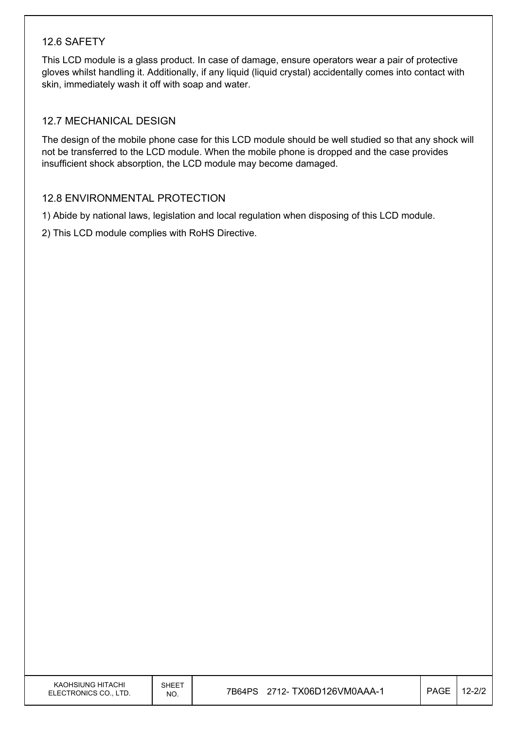## 12.6 SAFETY

This LCD module is a glass product. In case of damage, ensure operators wear a pair of protective gloves whilst handling it. Additionally, if any liquid (liquid crystal) accidentally comes into contact with skin, immediately wash it off with soap and water.

## 12.7 MECHANICAL DESIGN

The design of the mobile phone case for this LCD module should be well studied so that any shock will not be transferred to the LCD module. When the mobile phone is dropped and the case provides insufficient shock absorption, the LCD module may become damaged.

## 12.8 ENVIRONMENTAL PROTECTION

1) Abide by national laws, legislation and local regulation when disposing of this LCD module.

2) This LCD module complies with RoHS Directive.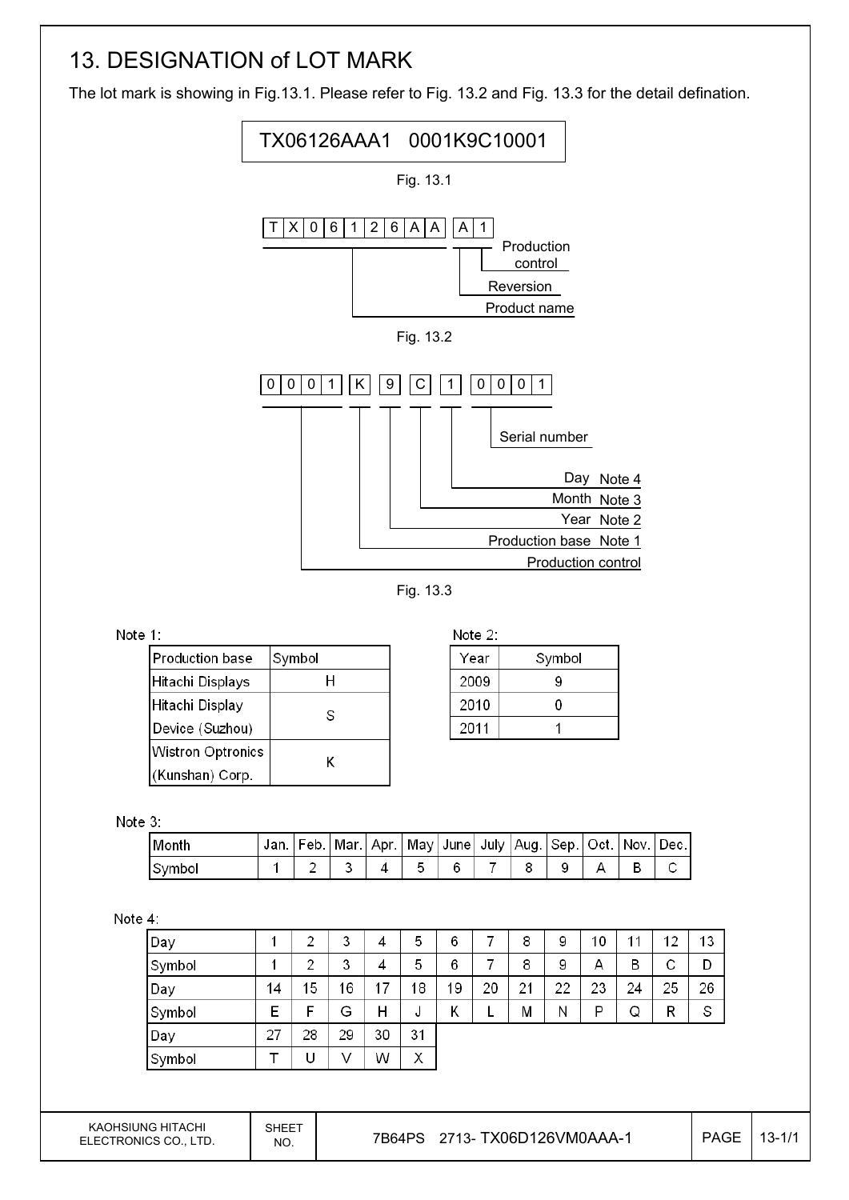# 13. DESIGNATION of LOT MARK

The lot mark is showing in Fig.13.1. Please refer to Fig. 13.2 and Fig. 13.3 for the detail defination.

TX06126AAA1 0001K9C10001

Fig. 13.1

T X 0 6 1 2 6 A A | A 1

Production control

Reversion

Product name

Fig. 13.2

0 0 0 1 | K | 9 | C | 1 | 0 0 0 1

Serial number

Day Note 4

Month Note 3

Year Note 2

Production base Note 1

Production control

Fig. 13.3

Note 1:

| Production base | Symbol |
|---|---|
| Hitachi Displays | H |
| Hitachi Display Device (Suzhou) | S |
| Wistron Optronics (Kunshan) Corp. | K |

Note 2:

| Year | Symbol |
|---|---|
| 2009 | 9 |
| 2010 | 0 |
| 2011 | 1 |

Note 3:

| Month | Jan. | Feb. | Mar. | Apr. | May | June | July | Aug. | Sep. | Oct. | Nov. | Dec. |
|---|---|---|---|---|---|---|---|---|---|---|---|---|
| Symbol | 1 | 2 | 3 | 4 | 5 | 6 | 7 | 8 | 9 | A | B | C |

Note 4:

| Day | 1 | 2 | 3 | 4 | 5 | 6 | 7 | 8 | 9 | 10 | 11 | 12 | 13 |
|---|---|---|---|---|---|---|---|---|---|---|---|---|---|
| Symbol | 1 | 2 | 3 | 4 | 5 | 6 | 7 | 8 | 9 | A | B | C | D |
| Day | 14 | 15 | 16 | 17 | 18 | 19 | 20 | 21 | 22 | 23 | 24 | 25 | 26 |
| Symbol | E | F | G | H | J | K | L | M | N | P | Q | R | S |
| Day | 27 | 28 | 29 | 30 | 31 | | | | | | | | |
| Symbol | T | U | V | W | X | | | | | | | | |